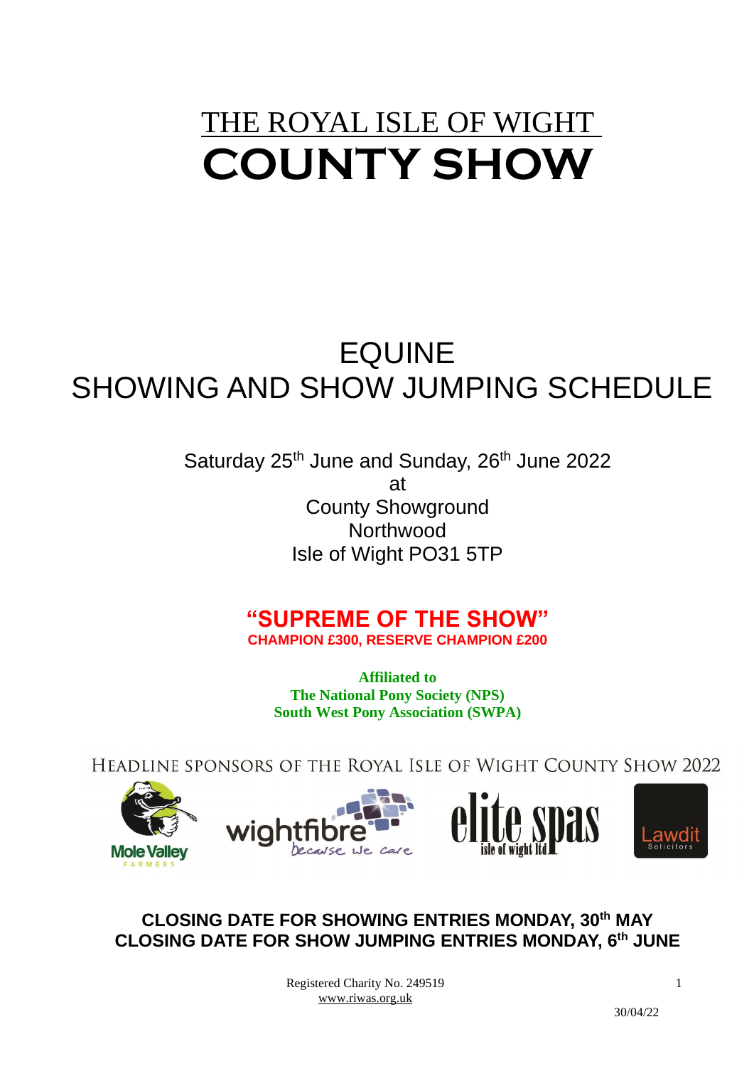# THE ROYAL ISLE OF WIGHT
# COUNTY SHOW

## EQUINE
## SHOWING AND SHOW JUMPING SCHEDULE

Saturday 25th June and Sunday, 26th June 2022
at
County Showground
Northwood
Isle of Wight PO31 5TP

**"SUPREME OF THE SHOW"**
**CHAMPION £300, RESERVE CHAMPION £200**

**Affiliated to**
**The National Pony Society (NPS)**
**South West Pony Association (SWPA)**

HEADLINE SPONSORS OF THE ROYAL ISLE OF WIGHT COUNTY SHOW 2022

Mole Valley FARMERS | wightfibre because we care | elite spas isle of wight ltd | Lawdit Solicitors

**CLOSING DATE FOR SHOWING ENTRIES MONDAY, 30th MAY**
**CLOSING DATE FOR SHOW JUMPING ENTRIES MONDAY, 6th JUNE**

Registered Charity No. 249519
www.riwas.org.uk

30/04/22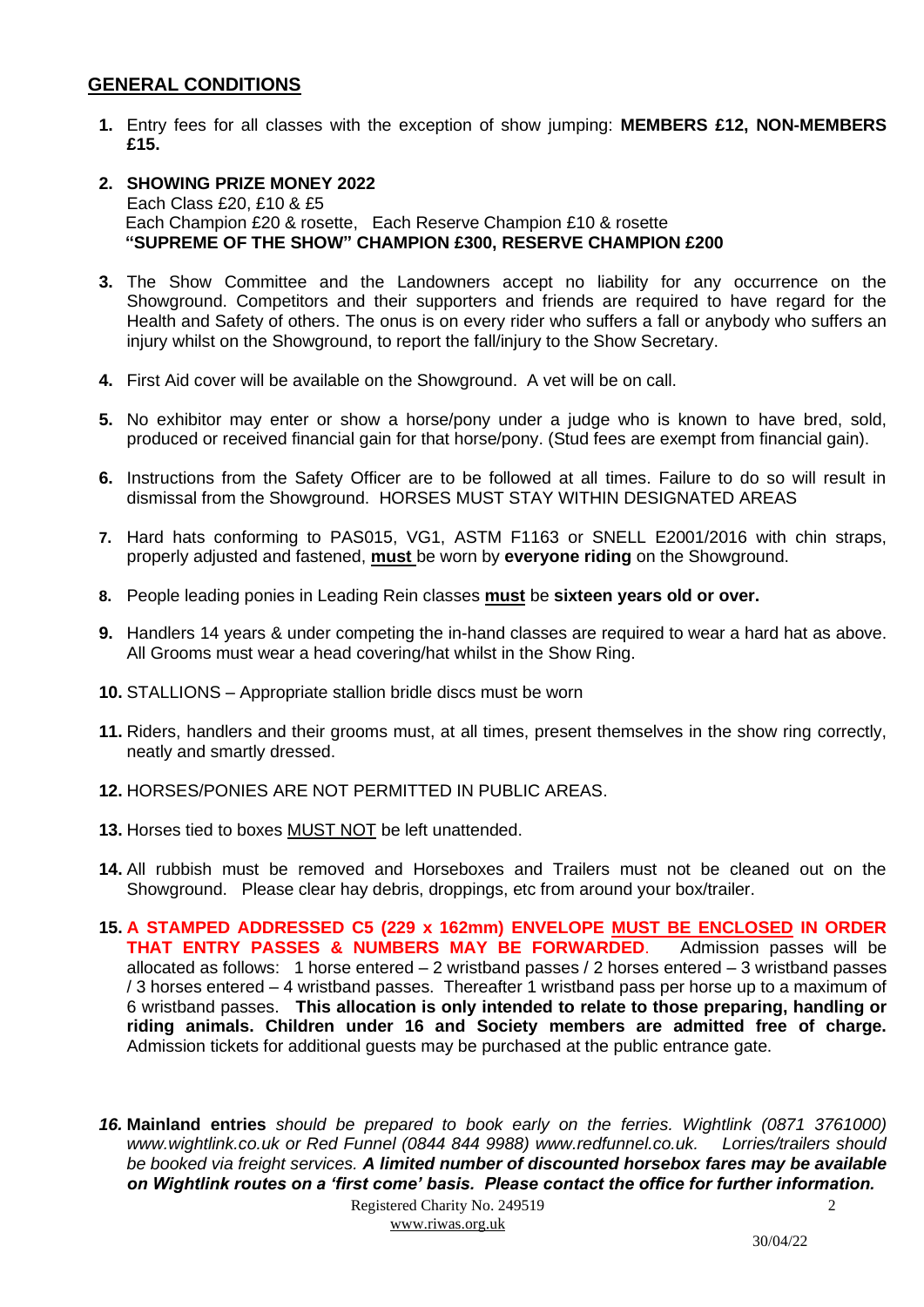## GENERAL CONDITIONS

1. Entry fees for all classes with the exception of show jumping: **MEMBERS £12, NON-MEMBERS £15.**

2. **SHOWING PRIZE MONEY 2022**
   Each Class £20, £10 & £5
   Each Champion £20 & rosette, Each Reserve Champion £10 & rosette
   **"SUPREME OF THE SHOW" CHAMPION £300, RESERVE CHAMPION £200**

3. The Show Committee and the Landowners accept no liability for any occurrence on the Showground. Competitors and their supporters and friends are required to have regard for the Health and Safety of others. The onus is on every rider who suffers a fall or anybody who suffers an injury whilst on the Showground, to report the fall/injury to the Show Secretary.

4. First Aid cover will be available on the Showground. A vet will be on call.

5. No exhibitor may enter or show a horse/pony under a judge who is known to have bred, sold, produced or received financial gain for that horse/pony. (Stud fees are exempt from financial gain).

6. Instructions from the Safety Officer are to be followed at all times. Failure to do so will result in dismissal from the Showground. HORSES MUST STAY WITHIN DESIGNATED AREAS

7. Hard hats conforming to PAS015, VG1, ASTM F1163 or SNELL E2001/2016 with chin straps, properly adjusted and fastened, **must** be worn by **everyone riding** on the Showground.

8. People leading ponies in Leading Rein classes **must** be **sixteen years old or over.**

9. Handlers 14 years & under competing the in-hand classes are required to wear a hard hat as above. All Grooms must wear a head covering/hat whilst in the Show Ring.

10. STALLIONS – Appropriate stallion bridle discs must be worn

11. Riders, handlers and their grooms must, at all times, present themselves in the show ring correctly, neatly and smartly dressed.

12. HORSES/PONIES ARE NOT PERMITTED IN PUBLIC AREAS.

13. Horses tied to boxes MUST NOT be left unattended.

14. All rubbish must be removed and Horseboxes and Trailers must not be cleaned out on the Showground. Please clear hay debris, droppings, etc from around your box/trailer.

15. **A STAMPED ADDRESSED C5 (229 x 162mm) ENVELOPE MUST BE ENCLOSED IN ORDER THAT ENTRY PASSES & NUMBERS MAY BE FORWARDED.** Admission passes will be allocated as follows: 1 horse entered – 2 wristband passes / 2 horses entered – 3 wristband passes / 3 horses entered – 4 wristband passes. Thereafter 1 wristband pass per horse up to a maximum of 6 wristband passes. **This allocation is only intended to relate to those preparing, handling or riding animals. Children under 16 and Society members are admitted free of charge.** Admission tickets for additional guests may be purchased at the public entrance gate.

16. **Mainland entries** *should be prepared to book early on the ferries. Wightlink (0871 3761000) www.wightlink.co.uk or Red Funnel (0844 844 9988) www.redfunnel.co.uk. Lorries/trailers should be booked via freight services.* ***A limited number of discounted horsebox fares may be available on Wightlink routes on a 'first come' basis. Please contact the office for further information.***

Registered Charity No. 249519
www.riwas.org.uk

30/04/22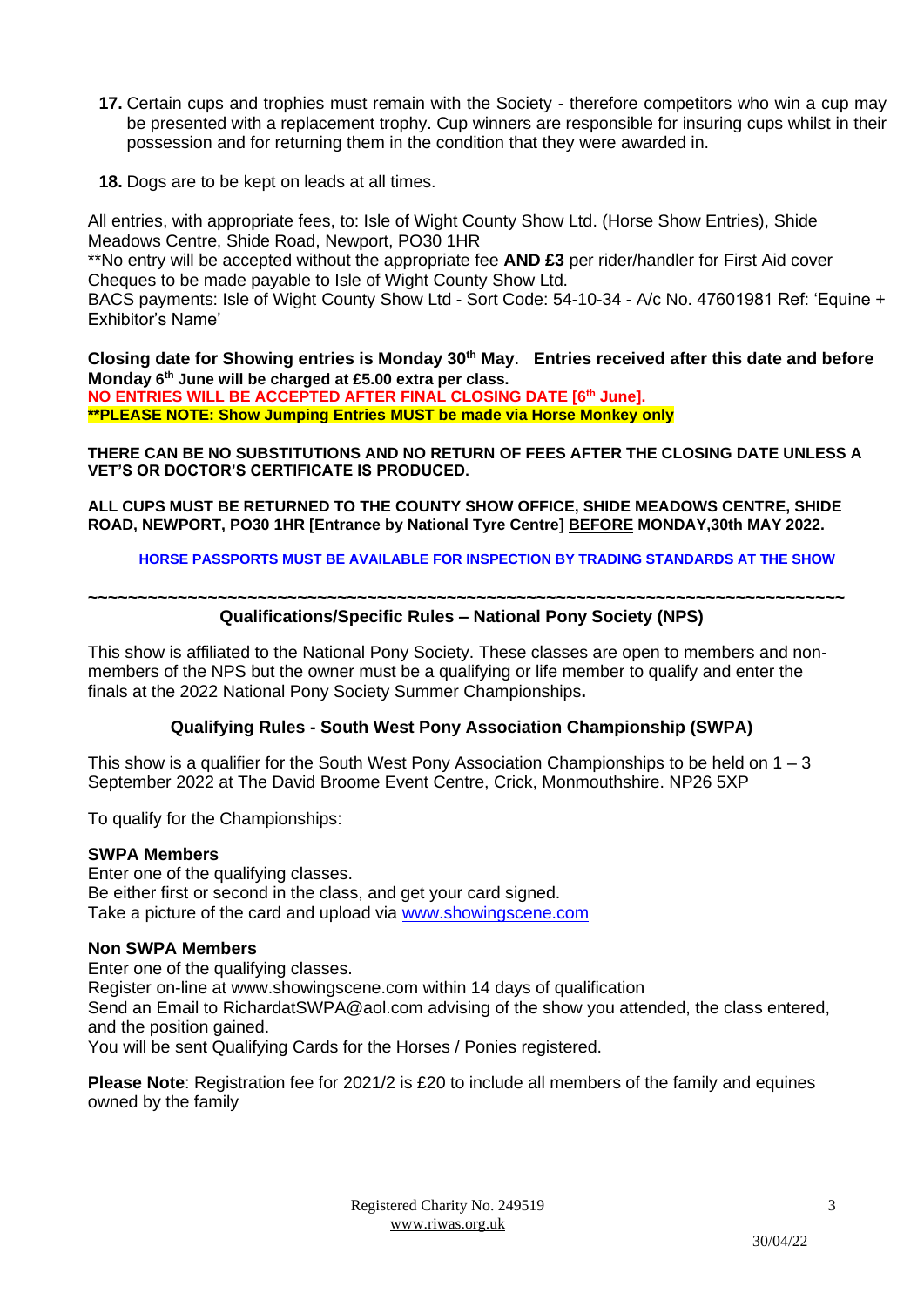17. Certain cups and trophies must remain with the Society - therefore competitors who win a cup may be presented with a replacement trophy. Cup winners are responsible for insuring cups whilst in their possession and for returning them in the condition that they were awarded in.

18. Dogs are to be kept on leads at all times.

All entries, with appropriate fees, to: Isle of Wight County Show Ltd. (Horse Show Entries), Shide Meadows Centre, Shide Road, Newport, PO30 1HR
**No entry will be accepted without the appropriate fee **AND £3** per rider/handler for First Aid cover
Cheques to be made payable to Isle of Wight County Show Ltd.
BACS payments: Isle of Wight County Show Ltd - Sort Code: 54-10-34 - A/c No. 47601981 Ref: 'Equine + Exhibitor's Name'

**Closing date for Showing entries is Monday 30th May**. **Entries received after this date and before Monday 6th June will be charged at £5.00 extra per class.**
**NO ENTRIES WILL BE ACCEPTED AFTER FINAL CLOSING DATE [6th June].**
****PLEASE NOTE: Show Jumping Entries MUST be made via Horse Monkey only**

**THERE CAN BE NO SUBSTITUTIONS AND NO RETURN OF FEES AFTER THE CLOSING DATE UNLESS A VET'S OR DOCTOR'S CERTIFICATE IS PRODUCED.**

**ALL CUPS MUST BE RETURNED TO THE COUNTY SHOW OFFICE, SHIDE MEADOWS CENTRE, SHIDE ROAD, NEWPORT, PO30 1HR [Entrance by National Tyre Centre] BEFORE MONDAY,30th MAY 2022.**

**HORSE PASSPORTS MUST BE AVAILABLE FOR INSPECTION BY TRADING STANDARDS AT THE SHOW**

~~~~~~~~~~~~~~~~~~~~~~~~~~~~~~~~~~~~~~~~~~~~~~~~~~~~~~~~~~~~~~~~~~~~~~~~~~~~~~~

## Qualifications/Specific Rules – National Pony Society (NPS)

This show is affiliated to the National Pony Society. These classes are open to members and non-members of the NPS but the owner must be a qualifying or life member to qualify and enter the finals at the 2022 National Pony Society Summer Championships**.**

## Qualifying Rules - South West Pony Association Championship (SWPA)

This show is a qualifier for the South West Pony Association Championships to be held on 1 – 3 September 2022 at The David Broome Event Centre, Crick, Monmouthshire. NP26 5XP

To qualify for the Championships:

**SWPA Members**
Enter one of the qualifying classes.
Be either first or second in the class, and get your card signed.
Take a picture of the card and upload via www.showingscene.com

**Non SWPA Members**
Enter one of the qualifying classes.
Register on-line at www.showingscene.com within 14 days of qualification
Send an Email to RichardatSWPA@aol.com advising of the show you attended, the class entered, and the position gained.
You will be sent Qualifying Cards for the Horses / Ponies registered.

**Please Note**: Registration fee for 2021/2 is £20 to include all members of the family and equines owned by the family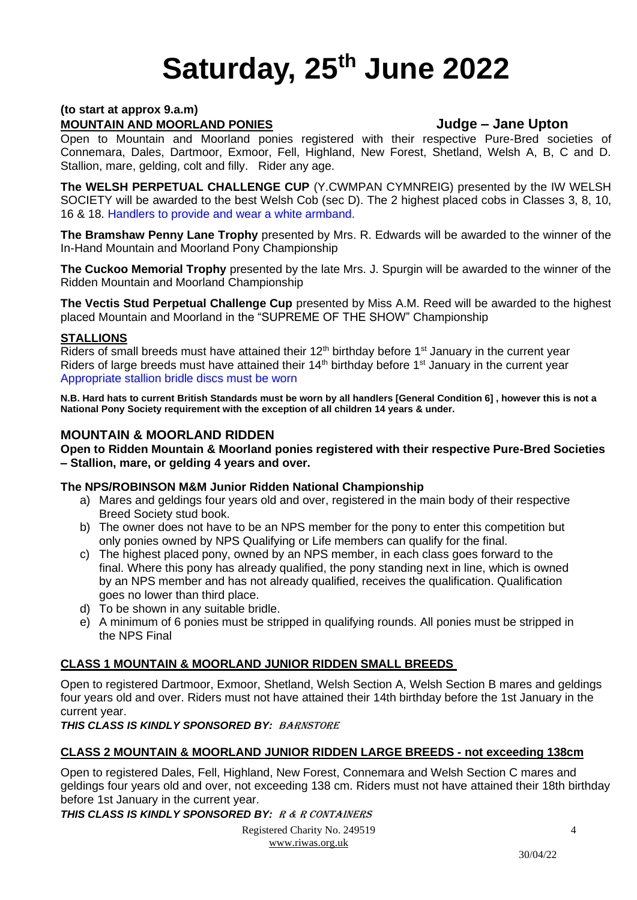# Saturday, 25th June 2022

**(to start at approx 9.a.m)**

**MOUNTAIN AND MOORLAND PONIES** **Judge – Jane Upton**

Open to Mountain and Moorland ponies registered with their respective Pure-Bred societies of Connemara, Dales, Dartmoor, Exmoor, Fell, Highland, New Forest, Shetland, Welsh A, B, C and D. Stallion, mare, gelding, colt and filly. Rider any age.

**The WELSH PERPETUAL CHALLENGE CUP** (Y.CWMPAN CYMNREIG) presented by the IW WELSH SOCIETY will be awarded to the best Welsh Cob (sec D). The 2 highest placed cobs in Classes 3, 8, 10, 16 & 18. Handlers to provide and wear a white armband.

**The Bramshaw Penny Lane Trophy** presented by Mrs. R. Edwards will be awarded to the winner of the In-Hand Mountain and Moorland Pony Championship

**The Cuckoo Memorial Trophy** presented by the late Mrs. J. Spurgin will be awarded to the winner of the Ridden Mountain and Moorland Championship

**The Vectis Stud Perpetual Challenge Cup** presented by Miss A.M. Reed will be awarded to the highest placed Mountain and Moorland in the "SUPREME OF THE SHOW" Championship

**STALLIONS**

Riders of small breeds must have attained their 12th birthday before 1st January in the current year
Riders of large breeds must have attained their 14th birthday before 1st January in the current year
Appropriate stallion bridle discs must be worn

**N.B. Hard hats to current British Standards must be worn by all handlers [General Condition 6] , however this is not a National Pony Society requirement with the exception of all children 14 years & under.**

## MOUNTAIN & MOORLAND RIDDEN

**Open to Ridden Mountain & Moorland ponies registered with their respective Pure-Bred Societies – Stallion, mare, or gelding 4 years and over.**

**The NPS/ROBINSON M&M Junior Ridden National Championship**

a) Mares and geldings four years old and over, registered in the main body of their respective Breed Society stud book.
b) The owner does not have to be an NPS member for the pony to enter this competition but only ponies owned by NPS Qualifying or Life members can qualify for the final.
c) The highest placed pony, owned by an NPS member, in each class goes forward to the final. Where this pony has already qualified, the pony standing next in line, which is owned by an NPS member and has not already qualified, receives the qualification. Qualification goes no lower than third place.
d) To be shown in any suitable bridle.
e) A minimum of 6 ponies must be stripped in qualifying rounds. All ponies must be stripped in the NPS Final

**CLASS 1 MOUNTAIN & MOORLAND JUNIOR RIDDEN SMALL BREEDS**

Open to registered Dartmoor, Exmoor, Shetland, Welsh Section A, Welsh Section B mares and geldings four years old and over. Riders must not have attained their 14th birthday before the 1st January in the current year.

***THIS CLASS IS KINDLY SPONSORED BY: BARNSTORE***

**CLASS 2 MOUNTAIN & MOORLAND JUNIOR RIDDEN LARGE BREEDS - not exceeding 138cm**

Open to registered Dales, Fell, Highland, New Forest, Connemara and Welsh Section C mares and geldings four years old and over, not exceeding 138 cm. Riders must not have attained their 18th birthday before 1st January in the current year.

***THIS CLASS IS KINDLY SPONSORED BY: R & R CONTAINERS***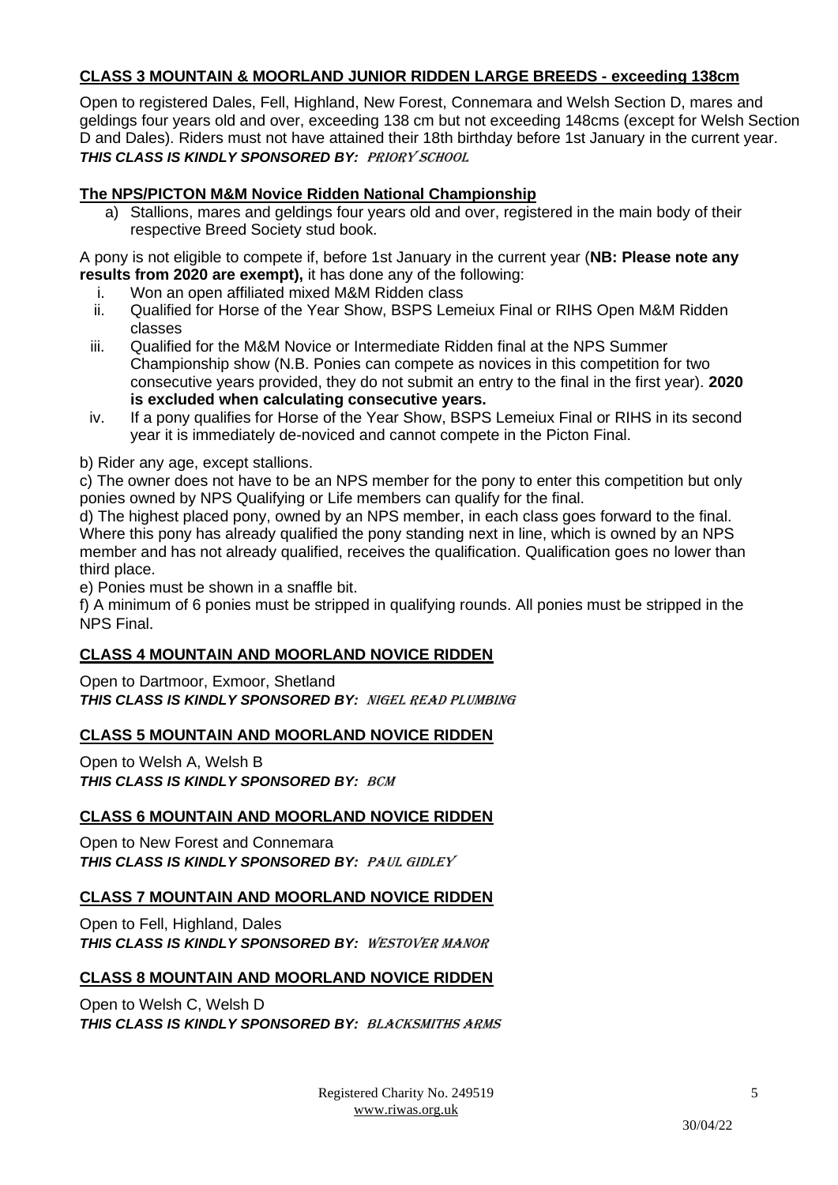## CLASS 3 MOUNTAIN & MOORLAND JUNIOR RIDDEN LARGE BREEDS - exceeding 138cm

Open to registered Dales, Fell, Highland, New Forest, Connemara and Welsh Section D, mares and geldings four years old and over, exceeding 138 cm but not exceeding 148cms (except for Welsh Section D and Dales). Riders must not have attained their 18th birthday before 1st January in the current year.
***THIS CLASS IS KINDLY SPONSORED BY:*** *PRIORY SCHOOL*

## The NPS/PICTON M&M Novice Ridden National Championship

a) Stallions, mares and geldings four years old and over, registered in the main body of their respective Breed Society stud book.

A pony is not eligible to compete if, before 1st January in the current year (**NB: Please note any results from 2020 are exempt),** it has done any of the following:

i. Won an open affiliated mixed M&M Ridden class
ii. Qualified for Horse of the Year Show, BSPS Lemeiux Final or RIHS Open M&M Ridden classes
iii. Qualified for the M&M Novice or Intermediate Ridden final at the NPS Summer Championship show (N.B. Ponies can compete as novices in this competition for two consecutive years provided, they do not submit an entry to the final in the first year). **2020 is excluded when calculating consecutive years.**
iv. If a pony qualifies for Horse of the Year Show, BSPS Lemeiux Final or RIHS in its second year it is immediately de-noviced and cannot compete in the Picton Final.

b) Rider any age, except stallions.

c) The owner does not have to be an NPS member for the pony to enter this competition but only ponies owned by NPS Qualifying or Life members can qualify for the final.

d) The highest placed pony, owned by an NPS member, in each class goes forward to the final. Where this pony has already qualified the pony standing next in line, which is owned by an NPS member and has not already qualified, receives the qualification. Qualification goes no lower than third place.

e) Ponies must be shown in a snaffle bit.

f) A minimum of 6 ponies must be stripped in qualifying rounds. All ponies must be stripped in the NPS Final.

## CLASS 4 MOUNTAIN AND MOORLAND NOVICE RIDDEN

Open to Dartmoor, Exmoor, Shetland
***THIS CLASS IS KINDLY SPONSORED BY:*** *NIGEL READ PLUMBING*

## CLASS 5 MOUNTAIN AND MOORLAND NOVICE RIDDEN

Open to Welsh A, Welsh B
***THIS CLASS IS KINDLY SPONSORED BY:*** *BCM*

## CLASS 6 MOUNTAIN AND MOORLAND NOVICE RIDDEN

Open to New Forest and Connemara
***THIS CLASS IS KINDLY SPONSORED BY:*** *PAUL GIDLEY*

## CLASS 7 MOUNTAIN AND MOORLAND NOVICE RIDDEN

Open to Fell, Highland, Dales
***THIS CLASS IS KINDLY SPONSORED BY:*** *WESTOVER MANOR*

## CLASS 8 MOUNTAIN AND MOORLAND NOVICE RIDDEN

Open to Welsh C, Welsh D
***THIS CLASS IS KINDLY SPONSORED BY:*** *BLACKSMITHS ARMS*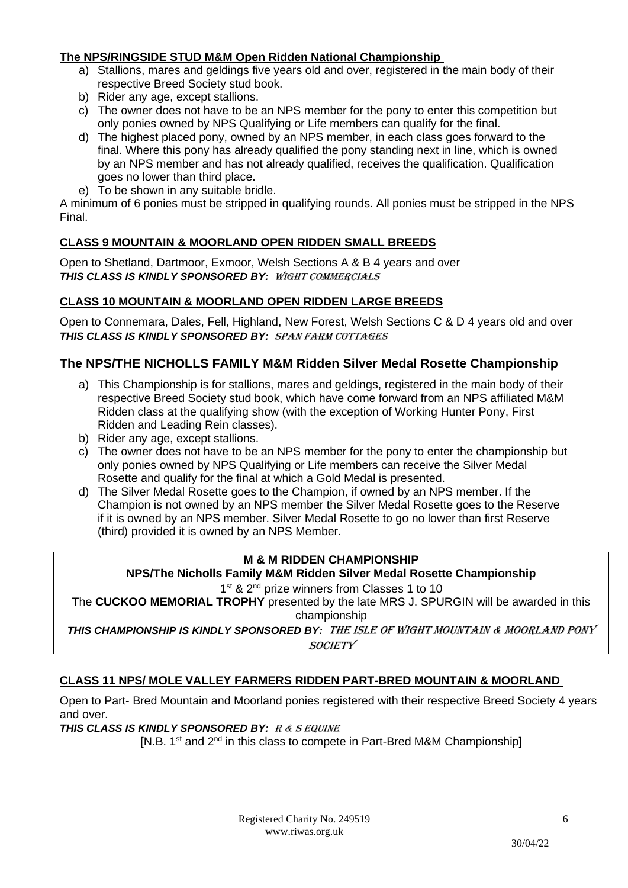**The NPS/RINGSIDE STUD M&M Open Ridden National Championship**

a) Stallions, mares and geldings five years old and over, registered in the main body of their respective Breed Society stud book.
b) Rider any age, except stallions.
c) The owner does not have to be an NPS member for the pony to enter this competition but only ponies owned by NPS Qualifying or Life members can qualify for the final.
d) The highest placed pony, owned by an NPS member, in each class goes forward to the final. Where this pony has already qualified the pony standing next in line, which is owned by an NPS member and has not already qualified, receives the qualification. Qualification goes no lower than third place.
e) To be shown in any suitable bridle.

A minimum of 6 ponies must be stripped in qualifying rounds. All ponies must be stripped in the NPS Final.

**CLASS 9 MOUNTAIN & MOORLAND OPEN RIDDEN SMALL BREEDS**

Open to Shetland, Dartmoor, Exmoor, Welsh Sections A & B 4 years and over
***THIS CLASS IS KINDLY SPONSORED BY:*** *WIGHT COMMERCIALS*

**CLASS 10 MOUNTAIN & MOORLAND OPEN RIDDEN LARGE BREEDS**

Open to Connemara, Dales, Fell, Highland, New Forest, Welsh Sections C & D 4 years old and over
***THIS CLASS IS KINDLY SPONSORED BY:*** *SPAN FARM COTTAGES*

**The NPS/THE NICHOLLS FAMILY M&M Ridden Silver Medal Rosette Championship**

a) This Championship is for stallions, mares and geldings, registered in the main body of their respective Breed Society stud book, which have come forward from an NPS affiliated M&M Ridden class at the qualifying show (with the exception of Working Hunter Pony, First Ridden and Leading Rein classes).
b) Rider any age, except stallions.
c) The owner does not have to be an NPS member for the pony to enter the championship but only ponies owned by NPS Qualifying or Life members can receive the Silver Medal Rosette and qualify for the final at which a Gold Medal is presented.
d) The Silver Medal Rosette goes to the Champion, if owned by an NPS member. If the Champion is not owned by an NPS member the Silver Medal Rosette goes to the Reserve if it is owned by an NPS member. Silver Medal Rosette to go no lower than first Reserve (third) provided it is owned by an NPS Member.

**M & M RIDDEN CHAMPIONSHIP**
**NPS/The Nicholls Family M&M Ridden Silver Medal Rosette Championship**

1st & 2nd prize winners from Classes 1 to 10

The **CUCKOO MEMORIAL TROPHY** presented by the late MRS J. SPURGIN will be awarded in this championship

***THIS CHAMPIONSHIP IS KINDLY SPONSORED BY:*** *THE ISLE OF WIGHT MOUNTAIN & MOORLAND PONY SOCIETY*

**CLASS 11 NPS/ MOLE VALLEY FARMERS RIDDEN PART-BRED MOUNTAIN & MOORLAND**

Open to Part- Bred Mountain and Moorland ponies registered with their respective Breed Society 4 years and over.

***THIS CLASS IS KINDLY SPONSORED BY:*** *R & S EQUINE*

[N.B. 1st and 2nd in this class to compete in Part-Bred M&M Championship]

Registered Charity No. 249519
www.riwas.org.uk

30/04/22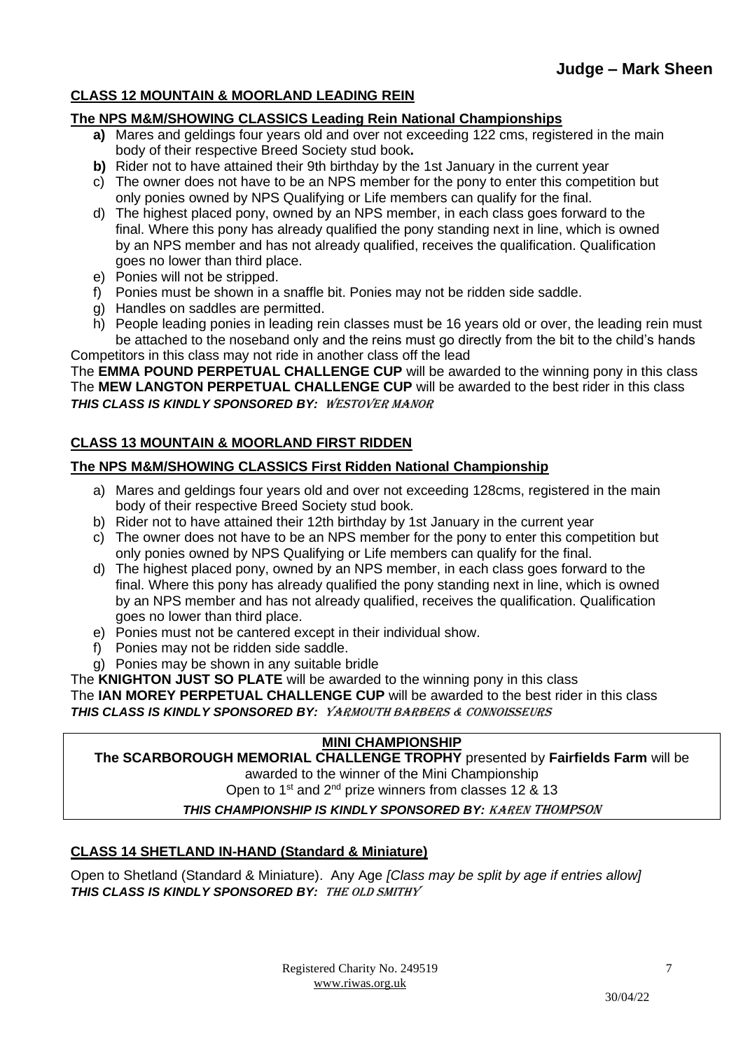**Judge – Mark Sheen**

## CLASS 12 MOUNTAIN & MOORLAND LEADING REIN

### The NPS M&M/SHOWING CLASSICS Leading Rein National Championships

- **a)** Mares and geldings four years old and over not exceeding 122 cms, registered in the main body of their respective Breed Society stud book**.**
- **b)** Rider not to have attained their 9th birthday by the 1st January in the current year
- c) The owner does not have to be an NPS member for the pony to enter this competition but only ponies owned by NPS Qualifying or Life members can qualify for the final.
- d) The highest placed pony, owned by an NPS member, in each class goes forward to the final. Where this pony has already qualified the pony standing next in line, which is owned by an NPS member and has not already qualified, receives the qualification. Qualification goes no lower than third place.
- e) Ponies will not be stripped.
- f) Ponies must be shown in a snaffle bit. Ponies may not be ridden side saddle.
- g) Handles on saddles are permitted.
- h) People leading ponies in leading rein classes must be 16 years old or over, the leading rein must be attached to the noseband only and the reins must go directly from the bit to the child's hands

Competitors in this class may not ride in another class off the lead

The **EMMA POUND PERPETUAL CHALLENGE CUP** will be awarded to the winning pony in this class

The **MEW LANGTON PERPETUAL CHALLENGE CUP** will be awarded to the best rider in this class

***THIS CLASS IS KINDLY SPONSORED BY:*** *WESTOVER MANOR*

## CLASS 13 MOUNTAIN & MOORLAND FIRST RIDDEN

### The NPS M&M/SHOWING CLASSICS First Ridden National Championship

- a) Mares and geldings four years old and over not exceeding 128cms, registered in the main body of their respective Breed Society stud book.
- b) Rider not to have attained their 12th birthday by 1st January in the current year
- c) The owner does not have to be an NPS member for the pony to enter this competition but only ponies owned by NPS Qualifying or Life members can qualify for the final.
- d) The highest placed pony, owned by an NPS member, in each class goes forward to the final. Where this pony has already qualified the pony standing next in line, which is owned by an NPS member and has not already qualified, receives the qualification. Qualification goes no lower than third place.
- e) Ponies must not be cantered except in their individual show.
- f) Ponies may not be ridden side saddle.
- g) Ponies may be shown in any suitable bridle

The **KNIGHTON JUST SO PLATE** will be awarded to the winning pony in this class

The **IAN MOREY PERPETUAL CHALLENGE CUP** will be awarded to the best rider in this class

***THIS CLASS IS KINDLY SPONSORED BY:*** *YARMOUTH BARBERS & CONNOISSEURS*

## MINI CHAMPIONSHIP

**The SCARBOROUGH MEMORIAL CHALLENGE TROPHY** presented by **Fairfields Farm** will be awarded to the winner of the Mini Championship

Open to 1st and 2nd prize winners from classes 12 & 13

***THIS CHAMPIONSHIP IS KINDLY SPONSORED BY:*** *KAREN THOMPSON*

## CLASS 14 SHETLAND IN-HAND (Standard & Miniature)

Open to Shetland (Standard & Miniature). Any Age *[Class may be split by age if entries allow]*

***THIS CLASS IS KINDLY SPONSORED BY:*** *THE OLD SMITHY*

Registered Charity No. 249519
www.riwas.org.uk

30/04/22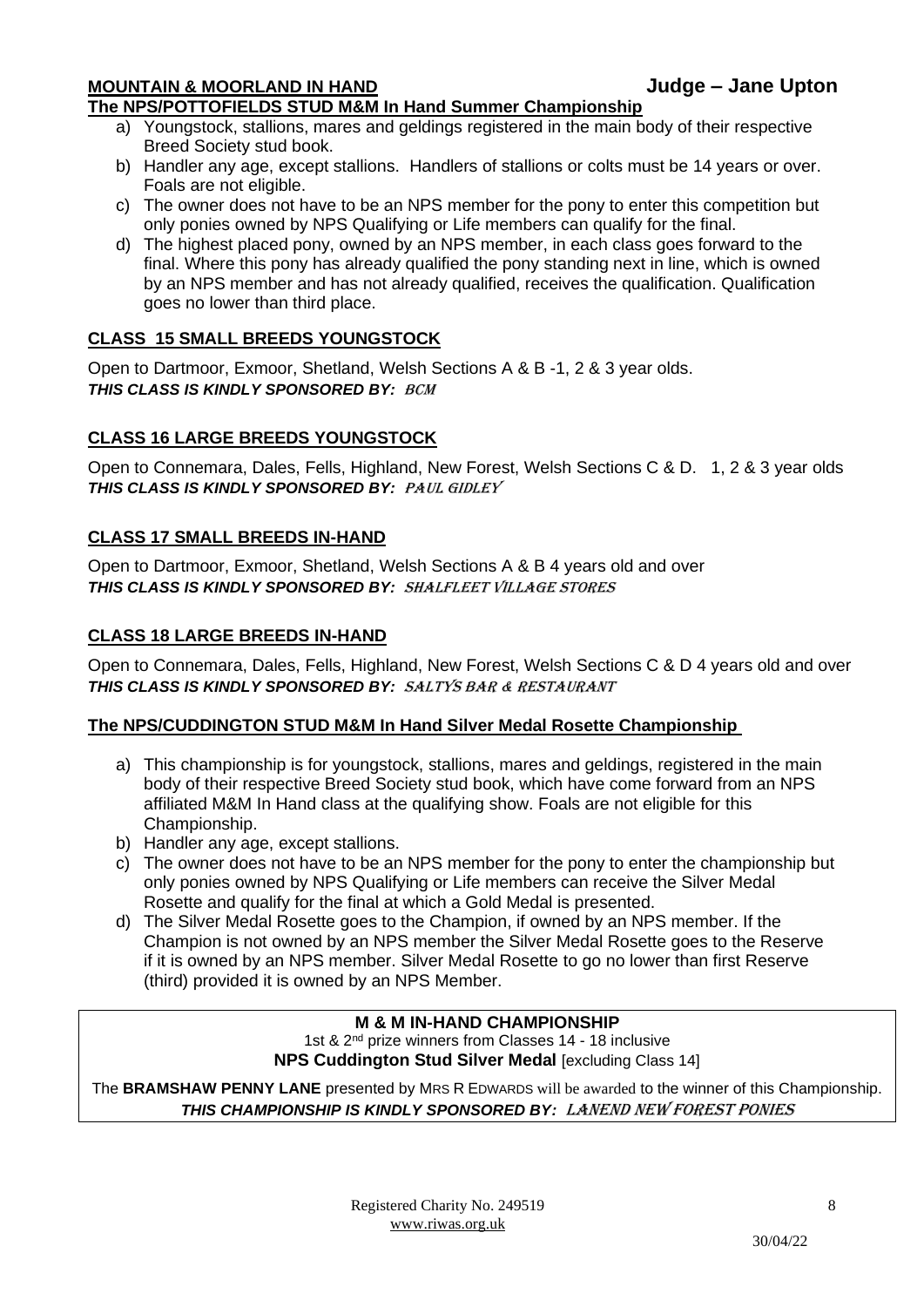**MOUNTAIN & MOORLAND IN HAND** **Judge – Jane Upton**

**The NPS/POTTOFIELDS STUD M&M In Hand Summer Championship**

a) Youngstock, stallions, mares and geldings registered in the main body of their respective Breed Society stud book.
b) Handler any age, except stallions. Handlers of stallions or colts must be 14 years or over. Foals are not eligible.
c) The owner does not have to be an NPS member for the pony to enter this competition but only ponies owned by NPS Qualifying or Life members can qualify for the final.
d) The highest placed pony, owned by an NPS member, in each class goes forward to the final. Where this pony has already qualified the pony standing next in line, which is owned by an NPS member and has not already qualified, receives the qualification. Qualification goes no lower than third place.

**CLASS 15 SMALL BREEDS YOUNGSTOCK**

Open to Dartmoor, Exmoor, Shetland, Welsh Sections A & B -1, 2 & 3 year olds.
***THIS CLASS IS KINDLY SPONSORED BY:*** ***BCM***

**CLASS 16 LARGE BREEDS YOUNGSTOCK**

Open to Connemara, Dales, Fells, Highland, New Forest, Welsh Sections C & D. 1, 2 & 3 year olds
***THIS CLASS IS KINDLY SPONSORED BY:*** ***PAUL GIDLEY***

**CLASS 17 SMALL BREEDS IN-HAND**

Open to Dartmoor, Exmoor, Shetland, Welsh Sections A & B 4 years old and over
***THIS CLASS IS KINDLY SPONSORED BY:*** ***SHALFLEET VILLAGE STORES***

**CLASS 18 LARGE BREEDS IN-HAND**

Open to Connemara, Dales, Fells, Highland, New Forest, Welsh Sections C & D 4 years old and over
***THIS CLASS IS KINDLY SPONSORED BY:*** ***SALTYS BAR & RESTAURANT***

**The NPS/CUDDINGTON STUD M&M In Hand Silver Medal Rosette Championship**

a) This championship is for youngstock, stallions, mares and geldings, registered in the main body of their respective Breed Society stud book, which have come forward from an NPS affiliated M&M In Hand class at the qualifying show. Foals are not eligible for this Championship.
b) Handler any age, except stallions.
c) The owner does not have to be an NPS member for the pony to enter the championship but only ponies owned by NPS Qualifying or Life members can receive the Silver Medal Rosette and qualify for the final at which a Gold Medal is presented.
d) The Silver Medal Rosette goes to the Champion, if owned by an NPS member. If the Champion is not owned by an NPS member the Silver Medal Rosette goes to the Reserve if it is owned by an NPS member. Silver Medal Rosette to go no lower than first Reserve (third) provided it is owned by an NPS Member.

**M & M IN-HAND CHAMPIONSHIP**

1st & 2nd prize winners from Classes 14 - 18 inclusive

**NPS Cuddington Stud Silver Medal** [excluding Class 14]

The **BRAMSHAW PENNY LANE** presented by MRS R EDWARDS will be awarded to the winner of this Championship.

***THIS CHAMPIONSHIP IS KINDLY SPONSORED BY:*** ***LANEND NEW FOREST PONIES***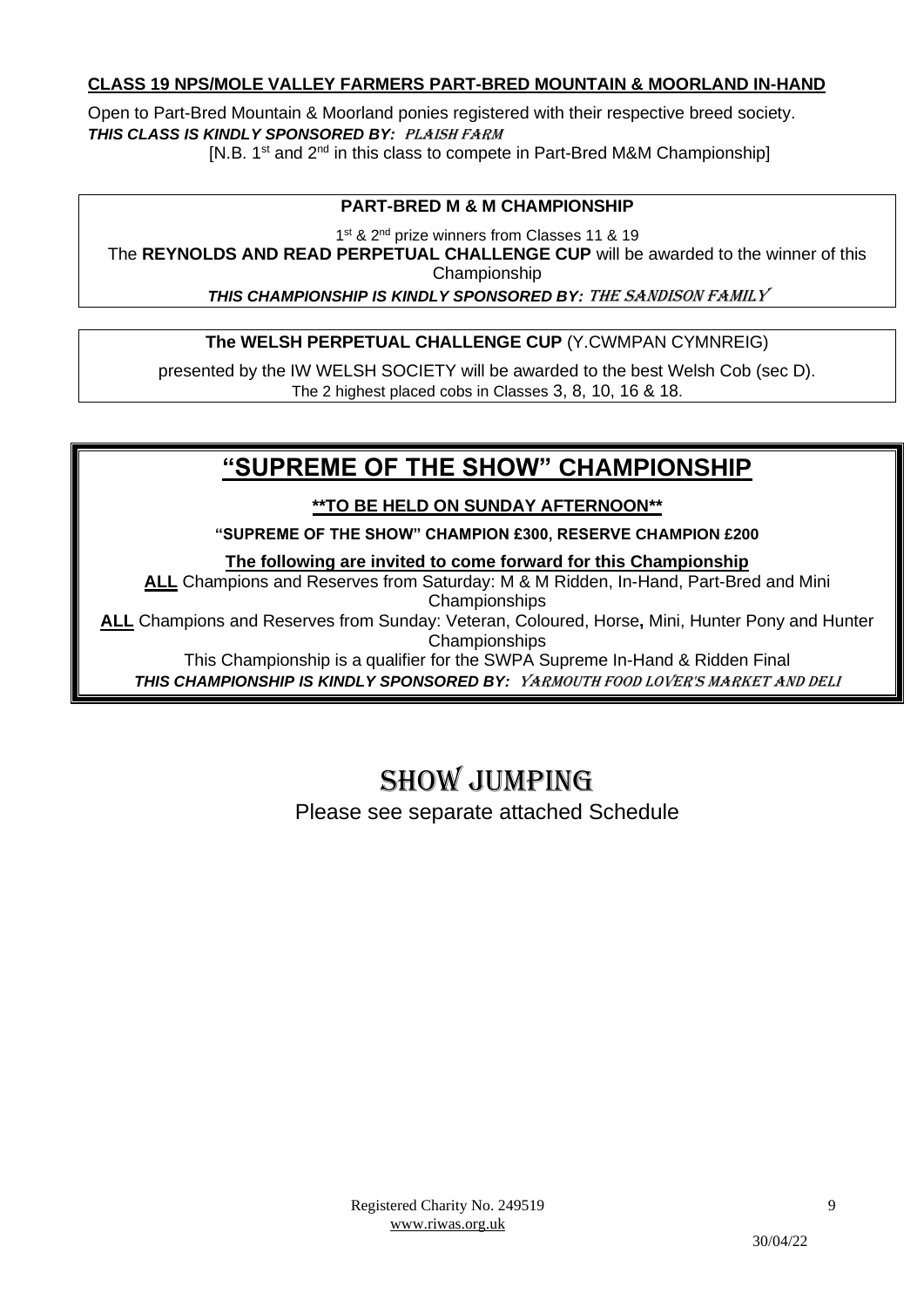**CLASS 19 NPS/MOLE VALLEY FARMERS PART-BRED MOUNTAIN & MOORLAND IN-HAND**

Open to Part-Bred Mountain & Moorland ponies registered with their respective breed society.

***THIS CLASS IS KINDLY SPONSORED BY: PLAISH FARM***

[N.B. 1st and 2nd in this class to compete in Part-Bred M&M Championship]

**PART-BRED M & M CHAMPIONSHIP**

1st & 2nd prize winners from Classes 11 & 19

The **REYNOLDS AND READ PERPETUAL CHALLENGE CUP** will be awarded to the winner of this Championship

***THIS CHAMPIONSHIP IS KINDLY SPONSORED BY: THE SANDISON FAMILY***

**The WELSH PERPETUAL CHALLENGE CUP** (Y.CWMPAN CYMNREIG)

presented by the IW WELSH SOCIETY will be awarded to the best Welsh Cob (sec D).
The 2 highest placed cobs in Classes 3, 8, 10, 16 & 18.

## "SUPREME OF THE SHOW" CHAMPIONSHIP

**\*\*TO BE HELD ON SUNDAY AFTERNOON\*\***

**"SUPREME OF THE SHOW" CHAMPION £300, RESERVE CHAMPION £200**

**The following are invited to come forward for this Championship**

**ALL** Champions and Reserves from Saturday: M & M Ridden, In-Hand, Part-Bred and Mini Championships

**ALL** Champions and Reserves from Sunday: Veteran, Coloured, Horse**,** Mini, Hunter Pony and Hunter Championships

This Championship is a qualifier for the SWPA Supreme In-Hand & Ridden Final

***THIS CHAMPIONSHIP IS KINDLY SPONSORED BY: YARMOUTH FOOD LOVER'S MARKET AND DELI***

# SHOW JUMPING

Please see separate attached Schedule

Registered Charity No. 249519
www.riwas.org.uk

30/04/22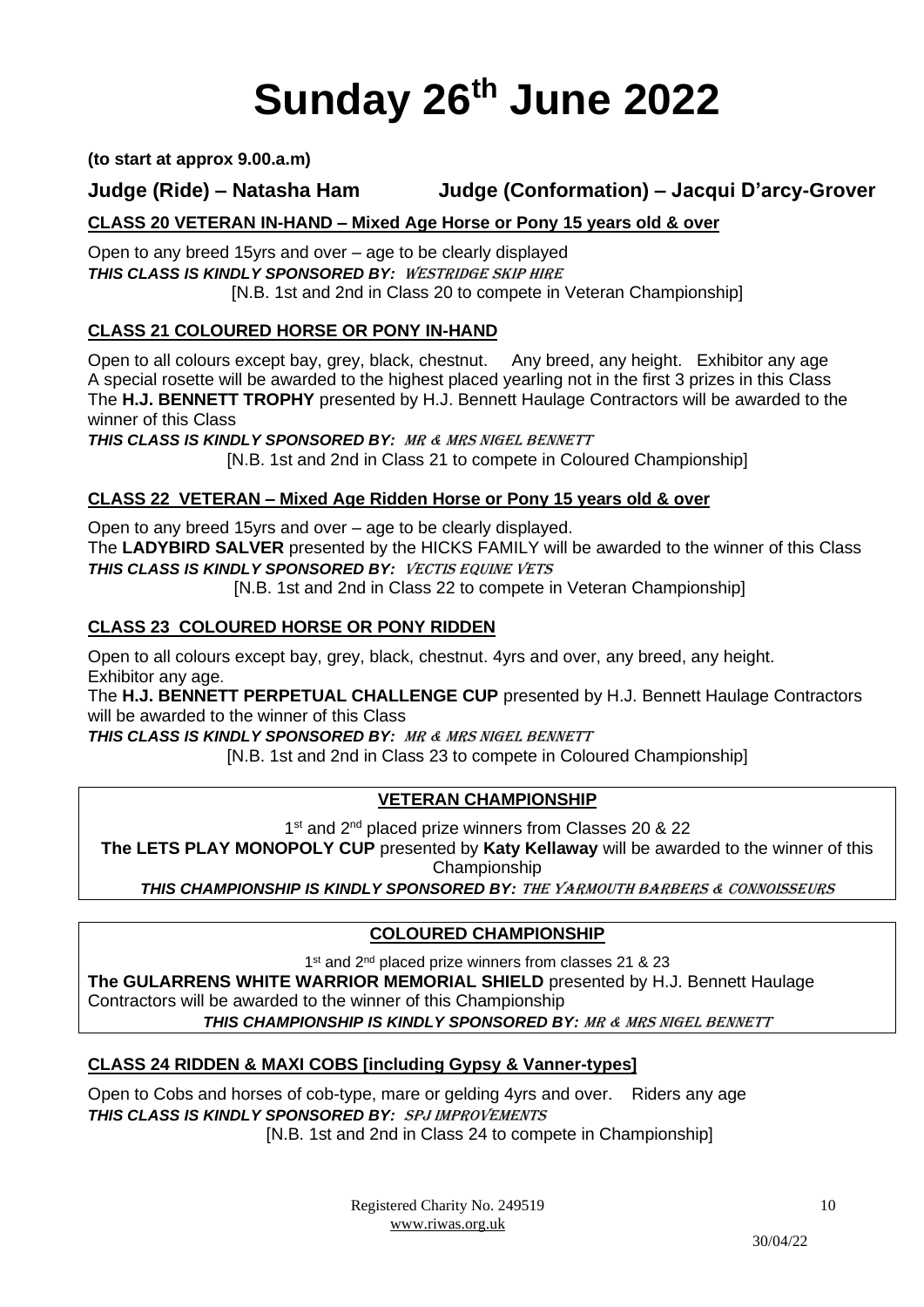# Sunday 26th June 2022

**(to start at approx 9.00.a.m)**

**Judge (Ride) – Natasha Ham** **Judge (Conformation) – Jacqui D'arcy-Grover**

**CLASS 20 VETERAN IN-HAND – Mixed Age Horse or Pony 15 years old & over**

Open to any breed 15yrs and over – age to be clearly displayed
***THIS CLASS IS KINDLY SPONSORED BY:*** *WESTRIDGE SKIP HIRE*
[N.B. 1st and 2nd in Class 20 to compete in Veteran Championship]

**CLASS 21 COLOURED HORSE OR PONY IN-HAND**

Open to all colours except bay, grey, black, chestnut. Any breed, any height. Exhibitor any age
A special rosette will be awarded to the highest placed yearling not in the first 3 prizes in this Class
The **H.J. BENNETT TROPHY** presented by H.J. Bennett Haulage Contractors will be awarded to the winner of this Class
***THIS CLASS IS KINDLY SPONSORED BY:*** *MR & MRS NIGEL BENNETT*
[N.B. 1st and 2nd in Class 21 to compete in Coloured Championship]

**CLASS 22 VETERAN – Mixed Age Ridden Horse or Pony 15 years old & over**

Open to any breed 15yrs and over – age to be clearly displayed.
The **LADYBIRD SALVER** presented by the HICKS FAMILY will be awarded to the winner of this Class
***THIS CLASS IS KINDLY SPONSORED BY:*** *VECTIS EQUINE VETS*
[N.B. 1st and 2nd in Class 22 to compete in Veteran Championship]

**CLASS 23 COLOURED HORSE OR PONY RIDDEN**

Open to all colours except bay, grey, black, chestnut. 4yrs and over, any breed, any height.
Exhibitor any age.
The **H.J. BENNETT PERPETUAL CHALLENGE CUP** presented by H.J. Bennett Haulage Contractors will be awarded to the winner of this Class
***THIS CLASS IS KINDLY SPONSORED BY:*** *MR & MRS NIGEL BENNETT*
[N.B. 1st and 2nd in Class 23 to compete in Coloured Championship]

**VETERAN CHAMPIONSHIP**

1st and 2nd placed prize winners from Classes 20 & 22
**The LETS PLAY MONOPOLY CUP** presented by **Katy Kellaway** will be awarded to the winner of this Championship
***THIS CHAMPIONSHIP IS KINDLY SPONSORED BY:*** *THE YARMOUTH BARBERS & CONNOISSEURS*

**COLOURED CHAMPIONSHIP**

1st and 2nd placed prize winners from classes 21 & 23
**The GULARRENS WHITE WARRIOR MEMORIAL SHIELD** presented by H.J. Bennett Haulage Contractors will be awarded to the winner of this Championship
***THIS CHAMPIONSHIP IS KINDLY SPONSORED BY:*** *MR & MRS NIGEL BENNETT*

**CLASS 24 RIDDEN & MAXI COBS [including Gypsy & Vanner-types]**

Open to Cobs and horses of cob-type, mare or gelding 4yrs and over. Riders any age
***THIS CLASS IS KINDLY SPONSORED BY:*** *SPJ IMPROVEMENTS*
[N.B. 1st and 2nd in Class 24 to compete in Championship]

Registered Charity No. 249519
www.riwas.org.uk

30/04/22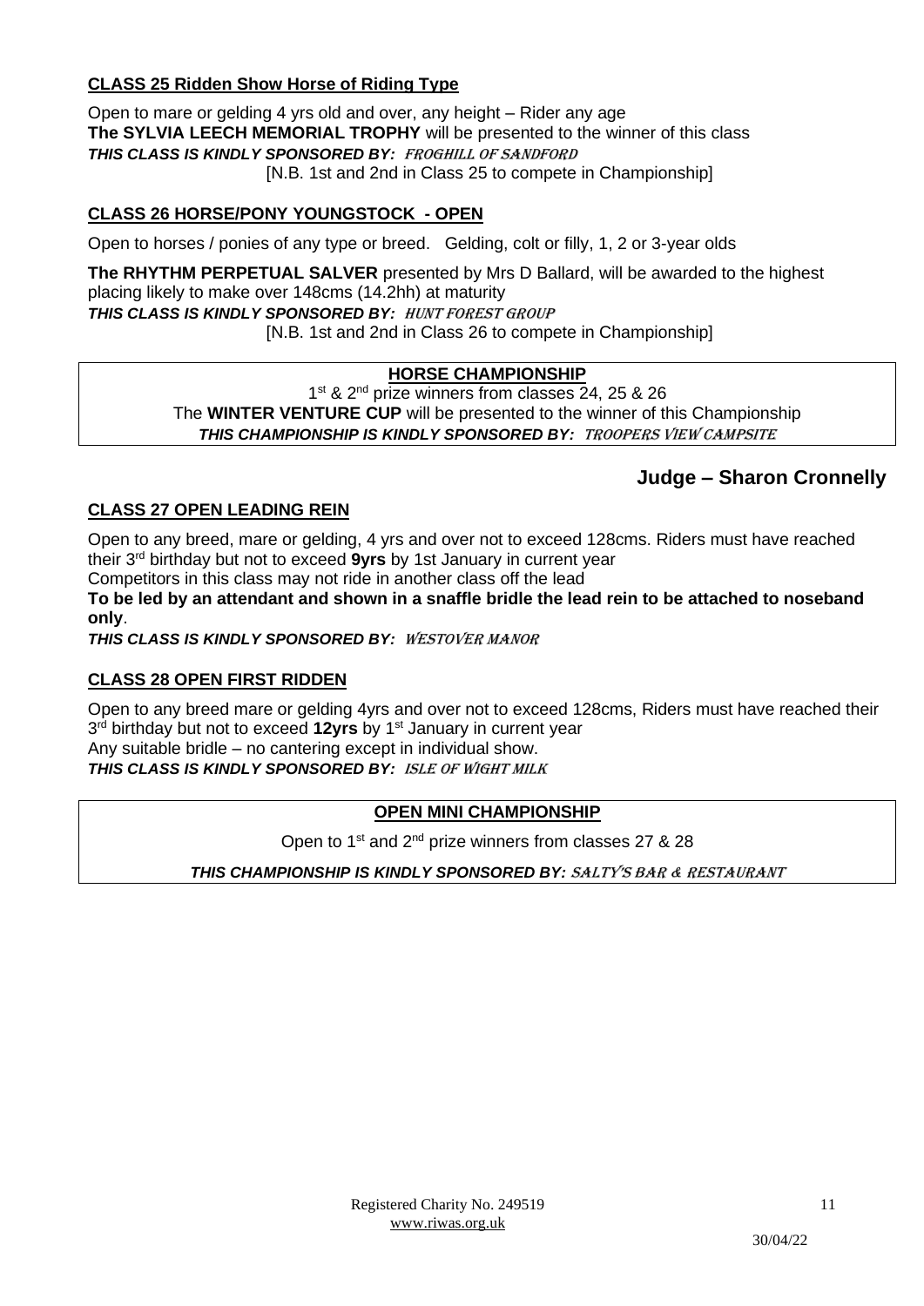### **CLASS 25 Ridden Show Horse of Riding Type**

Open to mare or gelding 4 yrs old and over, any height – Rider any age
**The SYLVIA LEECH MEMORIAL TROPHY** will be presented to the winner of this class
***THIS CLASS IS KINDLY SPONSORED BY:*** ***FROGHILL OF SANDFORD***
[N.B. 1st and 2nd in Class 25 to compete in Championship]

### **CLASS 26 HORSE/PONY YOUNGSTOCK - OPEN**

Open to horses / ponies of any type or breed. Gelding, colt or filly, 1, 2 or 3-year olds

**The RHYTHM PERPETUAL SALVER** presented by Mrs D Ballard, will be awarded to the highest placing likely to make over 148cms (14.2hh) at maturity
***THIS CLASS IS KINDLY SPONSORED BY:*** ***HUNT FOREST GROUP***
[N.B. 1st and 2nd in Class 26 to compete in Championship]

**HORSE CHAMPIONSHIP**

1st & 2nd prize winners from classes 24, 25 & 26
The **WINTER VENTURE CUP** will be presented to the winner of this Championship
***THIS CHAMPIONSHIP IS KINDLY SPONSORED BY:*** ***TROOPERS VIEW CAMPSITE***

## **Judge – Sharon Cronnelly**

### **CLASS 27 OPEN LEADING REIN**

Open to any breed, mare or gelding, 4 yrs and over not to exceed 128cms. Riders must have reached their 3rd birthday but not to exceed **9yrs** by 1st January in current year
Competitors in this class may not ride in another class off the lead
**To be led by an attendant and shown in a snaffle bridle the lead rein to be attached to noseband only**.
***THIS CLASS IS KINDLY SPONSORED BY:*** ***WESTOVER MANOR***

### **CLASS 28 OPEN FIRST RIDDEN**

Open to any breed mare or gelding 4yrs and over not to exceed 128cms, Riders must have reached their 3rd birthday but not to exceed **12yrs** by 1st January in current year
Any suitable bridle – no cantering except in individual show.
***THIS CLASS IS KINDLY SPONSORED BY:*** ***ISLE OF WIGHT MILK***

**OPEN MINI CHAMPIONSHIP**

Open to 1st and 2nd prize winners from classes 27 & 28

***THIS CHAMPIONSHIP IS KINDLY SPONSORED BY:*** ***SALTY'S BAR & RESTAURANT***

Registered Charity No. 249519
www.riwas.org.uk

30/04/22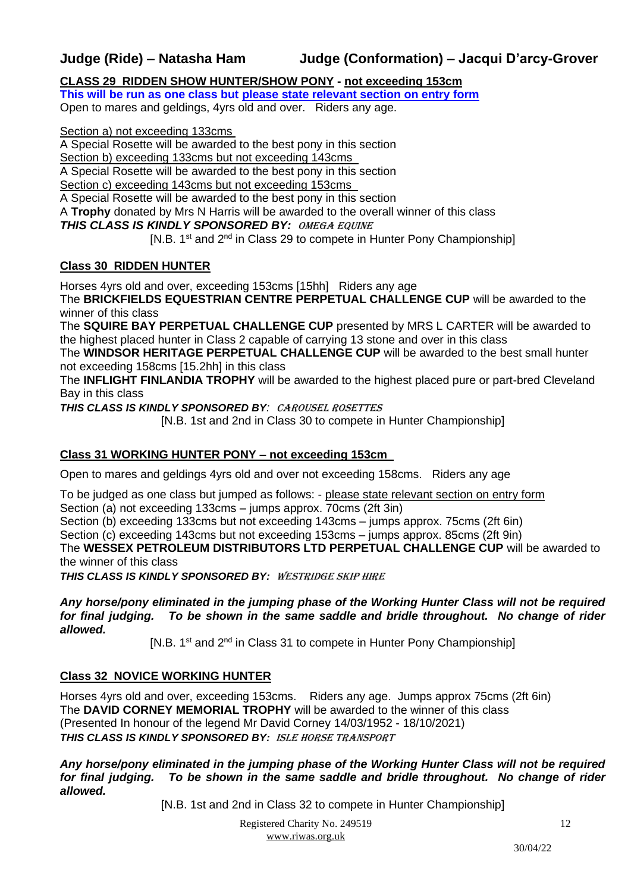**Judge (Ride) – Natasha Ham** **Judge (Conformation) – Jacqui D'arcy-Grover**

## CLASS 29 RIDDEN SHOW HUNTER/SHOW PONY - not exceeding 153cm

**This will be run as one class but please state relevant section on entry form**

Open to mares and geldings, 4yrs old and over. Riders any age.

Section a) not exceeding 133cms

A Special Rosette will be awarded to the best pony in this section

Section b) exceeding 133cms but not exceeding 143cms

A Special Rosette will be awarded to the best pony in this section

Section c) exceeding 143cms but not exceeding 153cms

A Special Rosette will be awarded to the best pony in this section

A **Trophy** donated by Mrs N Harris will be awarded to the overall winner of this class

***THIS CLASS IS KINDLY SPONSORED BY:*** *OMEGA EQUINE*

[N.B. 1st and 2nd in Class 29 to compete in Hunter Pony Championship]

## Class 30 RIDDEN HUNTER

Horses 4yrs old and over, exceeding 153cms [15hh] Riders any age

The **BRICKFIELDS EQUESTRIAN CENTRE PERPETUAL CHALLENGE CUP** will be awarded to the winner of this class

The **SQUIRE BAY PERPETUAL CHALLENGE CUP** presented by MRS L CARTER will be awarded to the highest placed hunter in Class 2 capable of carrying 13 stone and over in this class

The **WINDSOR HERITAGE PERPETUAL CHALLENGE CUP** will be awarded to the best small hunter not exceeding 158cms [15.2hh] in this class

The **INFLIGHT FINLANDIA TROPHY** will be awarded to the highest placed pure or part-bred Cleveland Bay in this class

***THIS CLASS IS KINDLY SPONSORED BY***: *CAROUSEL ROSETTES*

[N.B. 1st and 2nd in Class 30 to compete in Hunter Championship]

## Class 31 WORKING HUNTER PONY – not exceeding 153cm

Open to mares and geldings 4yrs old and over not exceeding 158cms. Riders any age

To be judged as one class but jumped as follows: - please state relevant section on entry form

Section (a) not exceeding 133cms – jumps approx. 70cms (2ft 3in)

Section (b) exceeding 133cms but not exceeding 143cms – jumps approx. 75cms (2ft 6in)

Section (c) exceeding 143cms but not exceeding 153cms – jumps approx. 85cms (2ft 9in)

The **WESSEX PETROLEUM DISTRIBUTORS LTD PERPETUAL CHALLENGE CUP** will be awarded to the winner of this class

***THIS CLASS IS KINDLY SPONSORED BY:*** *WESTRIDGE SKIP HIRE*

***Any horse/pony eliminated in the jumping phase of the Working Hunter Class will not be required for final judging. To be shown in the same saddle and bridle throughout. No change of rider allowed.***

[N.B. 1st and 2nd in Class 31 to compete in Hunter Pony Championship]

## Class 32 NOVICE WORKING HUNTER

Horses 4yrs old and over, exceeding 153cms. Riders any age. Jumps approx 75cms (2ft 6in)

The **DAVID CORNEY MEMORIAL TROPHY** will be awarded to the winner of this class

(Presented In honour of the legend Mr David Corney 14/03/1952 - 18/10/2021)

***THIS CLASS IS KINDLY SPONSORED BY:*** *ISLE HORSE TRANSPORT*

***Any horse/pony eliminated in the jumping phase of the Working Hunter Class will not be required for final judging. To be shown in the same saddle and bridle throughout. No change of rider allowed.***

[N.B. 1st and 2nd in Class 32 to compete in Hunter Championship]

Registered Charity No. 249519
www.riwas.org.uk

30/04/22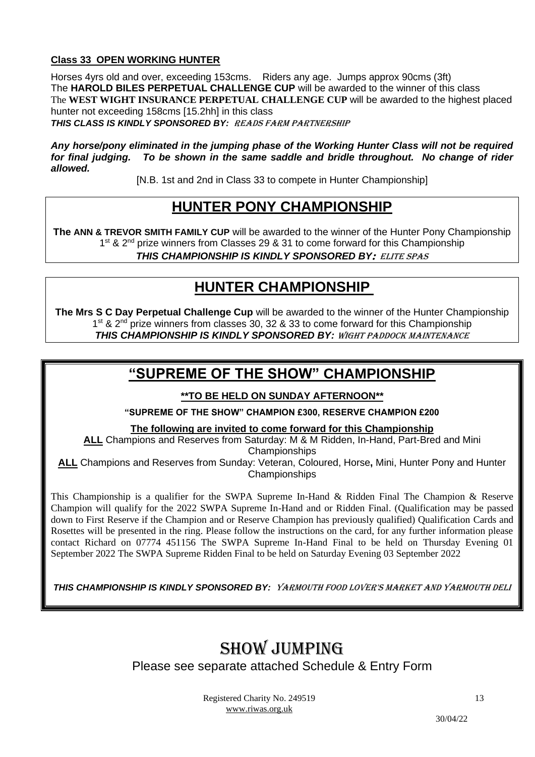**Class 33 OPEN WORKING HUNTER**

Horses 4yrs old and over, exceeding 153cms. Riders any age. Jumps approx 90cms (3ft)
The **HAROLD BILES PERPETUAL CHALLENGE CUP** will be awarded to the winner of this class
The **WEST WIGHT INSURANCE PERPETUAL CHALLENGE CUP** will be awarded to the highest placed hunter not exceeding 158cms [15.2hh] in this class
***THIS CLASS IS KINDLY SPONSORED BY:*** *READS FARM PARTNERSHIP*

***Any horse/pony eliminated in the jumping phase of the Working Hunter Class will not be required for final judging. To be shown in the same saddle and bridle throughout. No change of rider allowed.***

[N.B. 1st and 2nd in Class 33 to compete in Hunter Championship]

## HUNTER PONY CHAMPIONSHIP

**The ANN & TREVOR SMITH FAMILY CUP** will be awarded to the winner of the Hunter Pony Championship
1st & 2nd prize winners from Classes 29 & 31 to come forward for this Championship
***THIS CHAMPIONSHIP IS KINDLY SPONSORED BY:*** *ELITE SPAS*

## HUNTER CHAMPIONSHIP

**The Mrs S C Day Perpetual Challenge Cup** will be awarded to the winner of the Hunter Championship
1st & 2nd prize winners from classes 30, 32 & 33 to come forward for this Championship
***THIS CHAMPIONSHIP IS KINDLY SPONSORED BY:*** *WIGHT PADDOCK MAINTENANCE*

## "SUPREME OF THE SHOW" CHAMPIONSHIP

**\*\*TO BE HELD ON SUNDAY AFTERNOON\*\***

**"SUPREME OF THE SHOW" CHAMPION £300, RESERVE CHAMPION £200**

**The following are invited to come forward for this Championship**

**ALL** Champions and Reserves from Saturday: M & M Ridden, In-Hand, Part-Bred and Mini Championships

**ALL** Champions and Reserves from Sunday: Veteran, Coloured, Horse**,** Mini, Hunter Pony and Hunter Championships

This Championship is a qualifier for the SWPA Supreme In-Hand & Ridden Final The Champion & Reserve Champion will qualify for the 2022 SWPA Supreme In-Hand and or Ridden Final. (Qualification may be passed down to First Reserve if the Champion and or Reserve Champion has previously qualified) Qualification Cards and Rosettes will be presented in the ring. Please follow the instructions on the card, for any further information please contact Richard on 07774 451156 The SWPA Supreme In-Hand Final to be held on Thursday Evening 01 September 2022 The SWPA Supreme Ridden Final to be held on Saturday Evening 03 September 2022

***THIS CHAMPIONSHIP IS KINDLY SPONSORED BY:*** *YARMOUTH FOOD LOVER'S MARKET AND YARMOUTH DELI*

# SHOW JUMPING

Please see separate attached Schedule & Entry Form

Registered Charity No. 249519
www.riwas.org.uk

30/04/22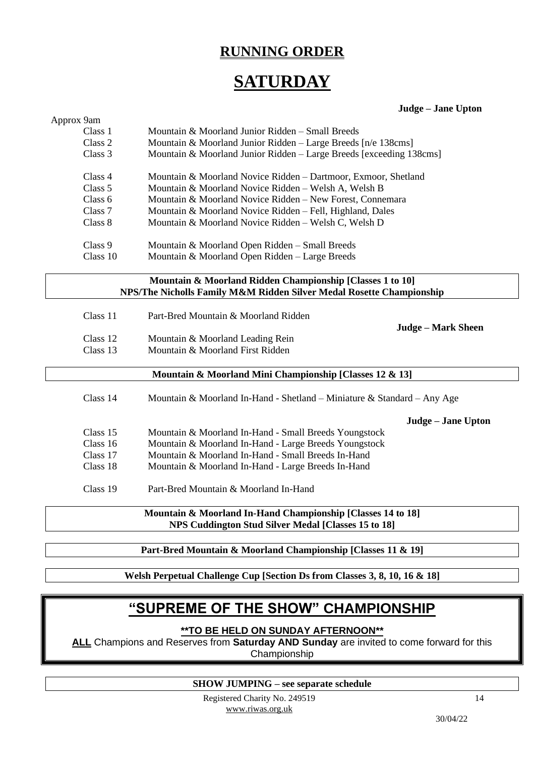# RUNNING ORDER

# SATURDAY

**Judge – Jane Upton**

Approx 9am

| | |
|---|---|
| Class 1 | Mountain & Moorland Junior Ridden – Small Breeds |
| Class 2 | Mountain & Moorland Junior Ridden – Large Breeds [n/e 138cms] |
| Class 3 | Mountain & Moorland Junior Ridden – Large Breeds [exceeding 138cms] |
| Class 4 | Mountain & Moorland Novice Ridden – Dartmoor, Exmoor, Shetland |
| Class 5 | Mountain & Moorland Novice Ridden – Welsh A, Welsh B |
| Class 6 | Mountain & Moorland Novice Ridden – New Forest, Connemara |
| Class 7 | Mountain & Moorland Novice Ridden – Fell, Highland, Dales |
| Class 8 | Mountain & Moorland Novice Ridden – Welsh C, Welsh D |
| Class 9 | Mountain & Moorland Open Ridden – Small Breeds |
| Class 10 | Mountain & Moorland Open Ridden – Large Breeds |

**Mountain & Moorland Ridden Championship [Classes 1 to 10]**
**NPS/The Nicholls Family M&M Ridden Silver Medal Rosette Championship**

Class 11 Part-Bred Mountain & Moorland Ridden

**Judge – Mark Sheen**

| | |
|---|---|
| Class 12 | Mountain & Moorland Leading Rein |
| Class 13 | Mountain & Moorland First Ridden |

**Mountain & Moorland Mini Championship [Classes 12 & 13]**

Class 14 Mountain & Moorland In-Hand - Shetland – Miniature & Standard – Any Age

**Judge – Jane Upton**

| | |
|---|---|
| Class 15 | Mountain & Moorland In-Hand - Small Breeds Youngstock |
| Class 16 | Mountain & Moorland In-Hand - Large Breeds Youngstock |
| Class 17 | Mountain & Moorland In-Hand - Small Breeds In-Hand |
| Class 18 | Mountain & Moorland In-Hand - Large Breeds In-Hand |
| Class 19 | Part-Bred Mountain & Moorland In-Hand |

**Mountain & Moorland In-Hand Championship [Classes 14 to 18]**
**NPS Cuddington Stud Silver Medal [Classes 15 to 18]**

**Part-Bred Mountain & Moorland Championship [Classes 11 & 19]**

**Welsh Perpetual Challenge Cup [Section Ds from Classes 3, 8, 10, 16 & 18]**

## "SUPREME OF THE SHOW" CHAMPIONSHIP

**\*\*TO BE HELD ON SUNDAY AFTERNOON\*\***

**ALL** Champions and Reserves from **Saturday AND Sunday** are invited to come forward for this Championship

**SHOW JUMPING – see separate schedule**

Registered Charity No. 249519
www.riwas.org.uk

30/04/22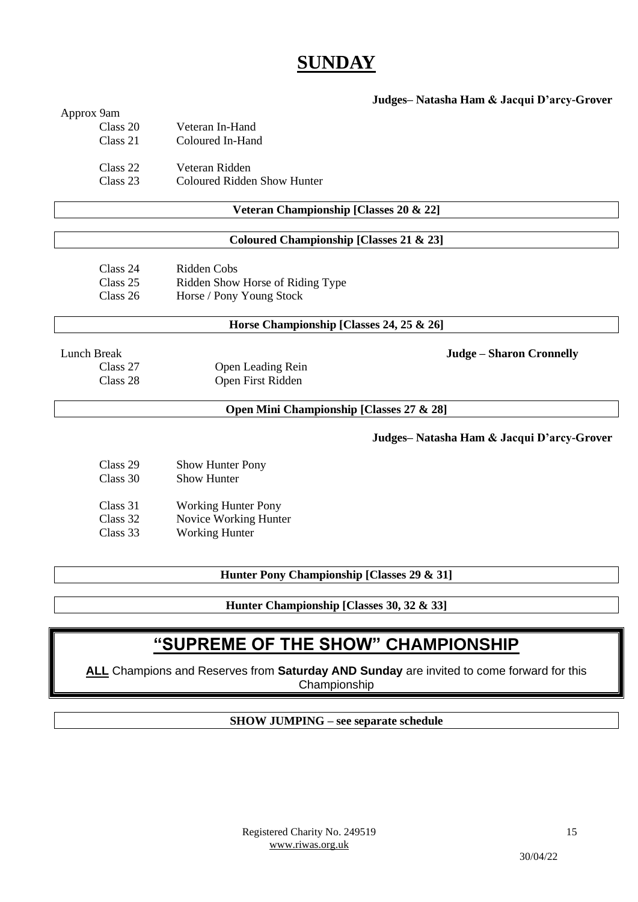# SUNDAY

**Judges– Natasha Ham & Jacqui D'arcy-Grover**

Approx 9am

Class 20 Veteran In-Hand
Class 21 Coloured In-Hand

Class 22 Veteran Ridden
Class 23 Coloured Ridden Show Hunter

**Veteran Championship [Classes 20 & 22]**

**Coloured Championship [Classes 21 & 23]**

Class 24 Ridden Cobs
Class 25 Ridden Show Horse of Riding Type
Class 26 Horse / Pony Young Stock

**Horse Championship [Classes 24, 25 & 26]**

Lunch Break

**Judge – Sharon Cronnelly**

Class 27 Open Leading Rein
Class 28 Open First Ridden

**Open Mini Championship [Classes 27 & 28]**

**Judges– Natasha Ham & Jacqui D'arcy-Grover**

Class 29 Show Hunter Pony
Class 30 Show Hunter

Class 31 Working Hunter Pony
Class 32 Novice Working Hunter
Class 33 Working Hunter

**Hunter Pony Championship [Classes 29 & 31]**

**Hunter Championship [Classes 30, 32 & 33]**

## "SUPREME OF THE SHOW" CHAMPIONSHIP

**ALL** Champions and Reserves from **Saturday AND Sunday** are invited to come forward for this Championship

**SHOW JUMPING – see separate schedule**

Registered Charity No. 249519
www.riwas.org.uk

30/04/22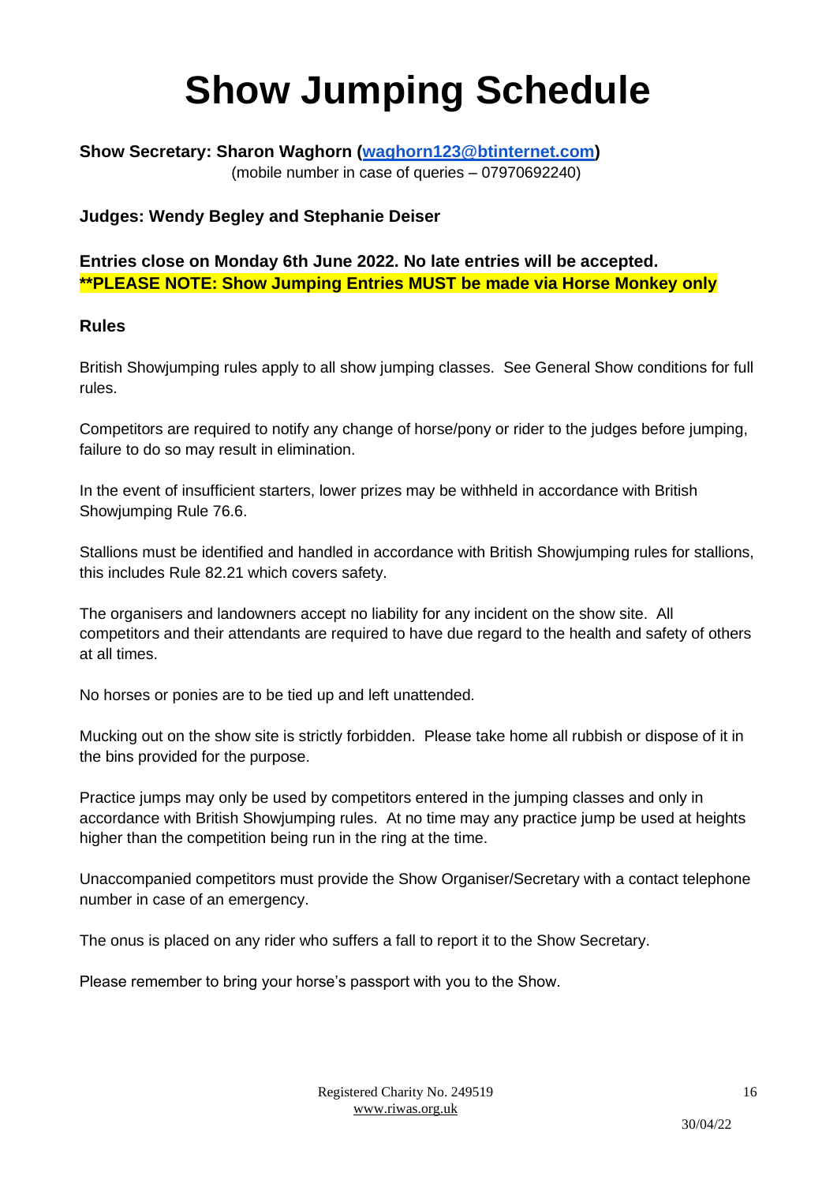# Show Jumping Schedule

**Show Secretary: Sharon Waghorn (waghorn123@btinternet.com)**
(mobile number in case of queries – 07970692240)

**Judges: Wendy Begley and Stephanie Deiser**

**Entries close on Monday 6th June 2022. No late entries will be accepted.**
**\*\*PLEASE NOTE: Show Jumping Entries MUST be made via Horse Monkey only**

## Rules

British Showjumping rules apply to all show jumping classes. See General Show conditions for full rules.

Competitors are required to notify any change of horse/pony or rider to the judges before jumping, failure to do so may result in elimination.

In the event of insufficient starters, lower prizes may be withheld in accordance with British Showjumping Rule 76.6.

Stallions must be identified and handled in accordance with British Showjumping rules for stallions, this includes Rule 82.21 which covers safety.

The organisers and landowners accept no liability for any incident on the show site. All competitors and their attendants are required to have due regard to the health and safety of others at all times.

No horses or ponies are to be tied up and left unattended.

Mucking out on the show site is strictly forbidden. Please take home all rubbish or dispose of it in the bins provided for the purpose.

Practice jumps may only be used by competitors entered in the jumping classes and only in accordance with British Showjumping rules. At no time may any practice jump be used at heights higher than the competition being run in the ring at the time.

Unaccompanied competitors must provide the Show Organiser/Secretary with a contact telephone number in case of an emergency.

The onus is placed on any rider who suffers a fall to report it to the Show Secretary.

Please remember to bring your horse's passport with you to the Show.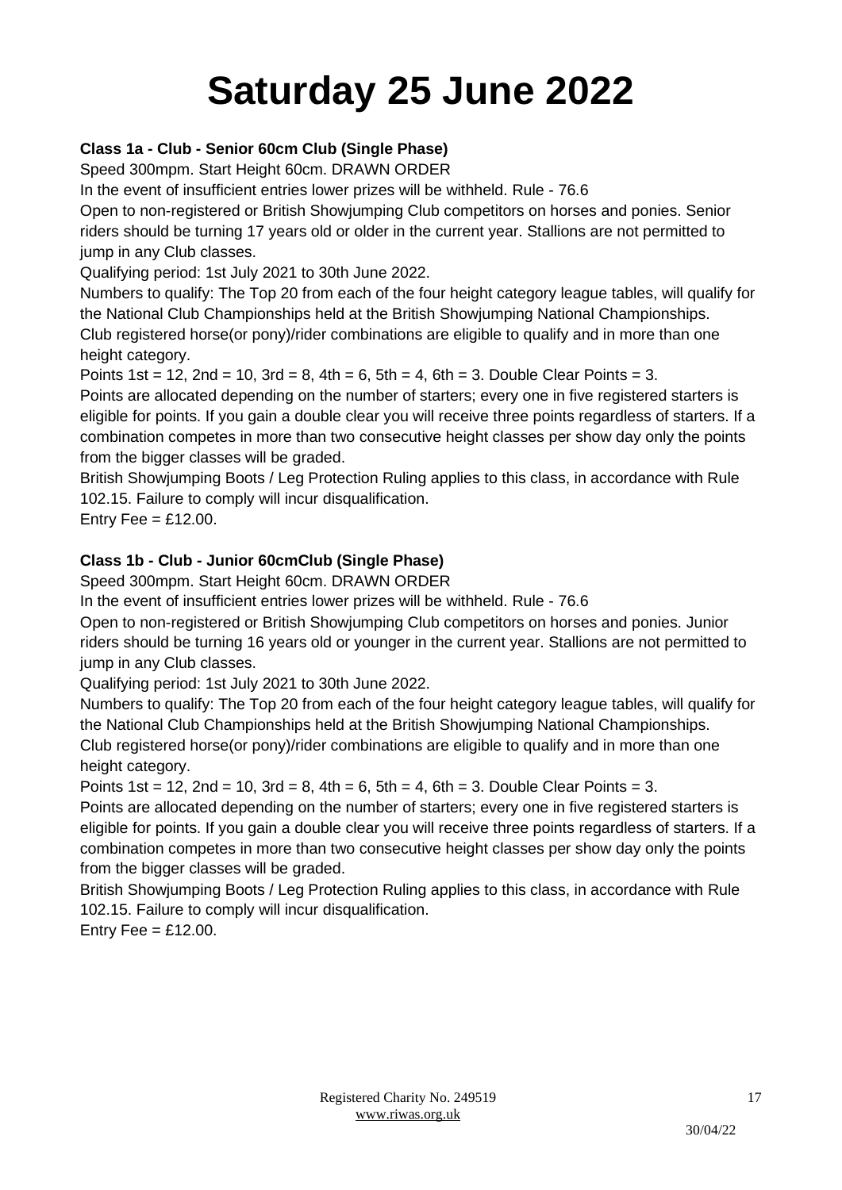# Saturday 25 June 2022

**Class 1a - Club - Senior 60cm Club (Single Phase)**

Speed 300mpm. Start Height 60cm. DRAWN ORDER

In the event of insufficient entries lower prizes will be withheld. Rule - 76.6

Open to non-registered or British Showjumping Club competitors on horses and ponies. Senior riders should be turning 17 years old or older in the current year. Stallions are not permitted to jump in any Club classes.

Qualifying period: 1st July 2021 to 30th June 2022.

Numbers to qualify: The Top 20 from each of the four height category league tables, will qualify for the National Club Championships held at the British Showjumping National Championships. Club registered horse(or pony)/rider combinations are eligible to qualify and in more than one height category.

Points 1st = 12, 2nd = 10, 3rd = 8, 4th = 6, 5th = 4, 6th = 3. Double Clear Points = 3.

Points are allocated depending on the number of starters; every one in five registered starters is eligible for points. If you gain a double clear you will receive three points regardless of starters. If a combination competes in more than two consecutive height classes per show day only the points from the bigger classes will be graded.

British Showjumping Boots / Leg Protection Ruling applies to this class, in accordance with Rule 102.15. Failure to comply will incur disqualification.

Entry Fee = £12.00.

**Class 1b - Club - Junior 60cmClub (Single Phase)**

Speed 300mpm. Start Height 60cm. DRAWN ORDER

In the event of insufficient entries lower prizes will be withheld. Rule - 76.6

Open to non-registered or British Showjumping Club competitors on horses and ponies. Junior riders should be turning 16 years old or younger in the current year. Stallions are not permitted to jump in any Club classes.

Qualifying period: 1st July 2021 to 30th June 2022.

Numbers to qualify: The Top 20 from each of the four height category league tables, will qualify for the National Club Championships held at the British Showjumping National Championships. Club registered horse(or pony)/rider combinations are eligible to qualify and in more than one height category.

Points 1st = 12, 2nd = 10, 3rd = 8, 4th = 6, 5th = 4, 6th = 3. Double Clear Points = 3.

Points are allocated depending on the number of starters; every one in five registered starters is eligible for points. If you gain a double clear you will receive three points regardless of starters. If a combination competes in more than two consecutive height classes per show day only the points from the bigger classes will be graded.

British Showjumping Boots / Leg Protection Ruling applies to this class, in accordance with Rule 102.15. Failure to comply will incur disqualification.

Entry Fee = £12.00.

Registered Charity No. 249519
www.riwas.org.uk

30/04/22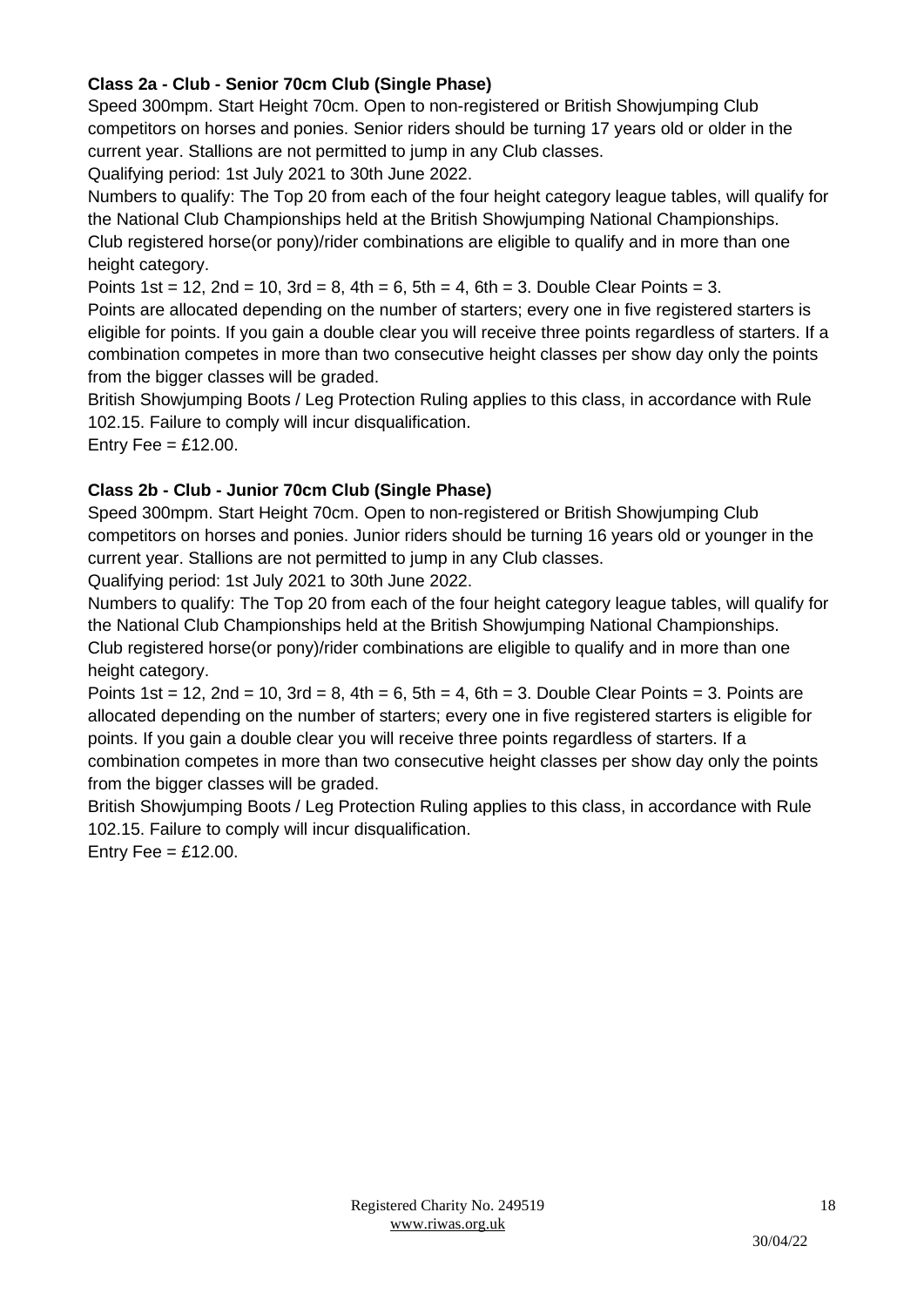**Class 2a - Club - Senior 70cm Club (Single Phase)**

Speed 300mpm. Start Height 70cm. Open to non-registered or British Showjumping Club competitors on horses and ponies. Senior riders should be turning 17 years old or older in the current year. Stallions are not permitted to jump in any Club classes.

Qualifying period: 1st July 2021 to 30th June 2022.

Numbers to qualify: The Top 20 from each of the four height category league tables, will qualify for the National Club Championships held at the British Showjumping National Championships. Club registered horse(or pony)/rider combinations are eligible to qualify and in more than one height category.

Points 1st = 12, 2nd = 10, 3rd = 8, 4th = 6, 5th = 4, 6th = 3. Double Clear Points = 3.

Points are allocated depending on the number of starters; every one in five registered starters is eligible for points. If you gain a double clear you will receive three points regardless of starters. If a combination competes in more than two consecutive height classes per show day only the points from the bigger classes will be graded.

British Showjumping Boots / Leg Protection Ruling applies to this class, in accordance with Rule 102.15. Failure to comply will incur disqualification.

Entry Fee = £12.00.

**Class 2b - Club - Junior 70cm Club (Single Phase)**

Speed 300mpm. Start Height 70cm. Open to non-registered or British Showjumping Club competitors on horses and ponies. Junior riders should be turning 16 years old or younger in the current year. Stallions are not permitted to jump in any Club classes.

Qualifying period: 1st July 2021 to 30th June 2022.

Numbers to qualify: The Top 20 from each of the four height category league tables, will qualify for the National Club Championships held at the British Showjumping National Championships. Club registered horse(or pony)/rider combinations are eligible to qualify and in more than one height category.

Points 1st = 12, 2nd = 10, 3rd = 8, 4th = 6, 5th = 4, 6th = 3. Double Clear Points = 3. Points are allocated depending on the number of starters; every one in five registered starters is eligible for points. If you gain a double clear you will receive three points regardless of starters. If a combination competes in more than two consecutive height classes per show day only the points from the bigger classes will be graded.

British Showjumping Boots / Leg Protection Ruling applies to this class, in accordance with Rule 102.15. Failure to comply will incur disqualification.

Entry Fee = £12.00.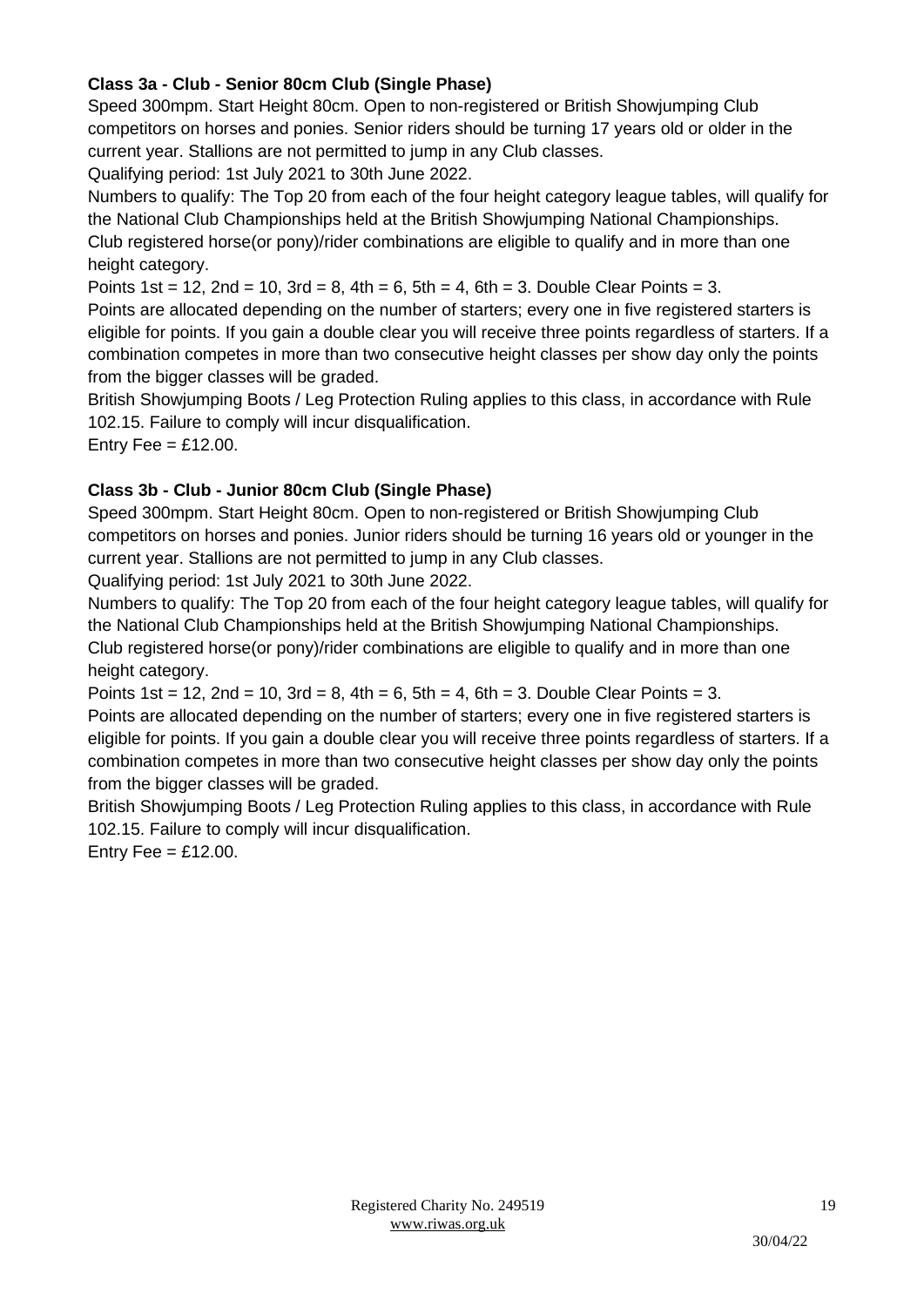**Class 3a - Club - Senior 80cm Club (Single Phase)**

Speed 300mpm. Start Height 80cm. Open to non-registered or British Showjumping Club competitors on horses and ponies. Senior riders should be turning 17 years old or older in the current year. Stallions are not permitted to jump in any Club classes.

Qualifying period: 1st July 2021 to 30th June 2022.

Numbers to qualify: The Top 20 from each of the four height category league tables, will qualify for the National Club Championships held at the British Showjumping National Championships. Club registered horse(or pony)/rider combinations are eligible to qualify and in more than one height category.

Points 1st = 12, 2nd = 10, 3rd = 8, 4th = 6, 5th = 4, 6th = 3. Double Clear Points = 3.

Points are allocated depending on the number of starters; every one in five registered starters is eligible for points. If you gain a double clear you will receive three points regardless of starters. If a combination competes in more than two consecutive height classes per show day only the points from the bigger classes will be graded.

British Showjumping Boots / Leg Protection Ruling applies to this class, in accordance with Rule 102.15. Failure to comply will incur disqualification.

Entry Fee = £12.00.

**Class 3b - Club - Junior 80cm Club (Single Phase)**

Speed 300mpm. Start Height 80cm. Open to non-registered or British Showjumping Club competitors on horses and ponies. Junior riders should be turning 16 years old or younger in the current year. Stallions are not permitted to jump in any Club classes.

Qualifying period: 1st July 2021 to 30th June 2022.

Numbers to qualify: The Top 20 from each of the four height category league tables, will qualify for the National Club Championships held at the British Showjumping National Championships. Club registered horse(or pony)/rider combinations are eligible to qualify and in more than one height category.

Points 1st = 12, 2nd = 10, 3rd = 8, 4th = 6, 5th = 4, 6th = 3. Double Clear Points = 3.

Points are allocated depending on the number of starters; every one in five registered starters is eligible for points. If you gain a double clear you will receive three points regardless of starters. If a combination competes in more than two consecutive height classes per show day only the points from the bigger classes will be graded.

British Showjumping Boots / Leg Protection Ruling applies to this class, in accordance with Rule 102.15. Failure to comply will incur disqualification.

Entry Fee = £12.00.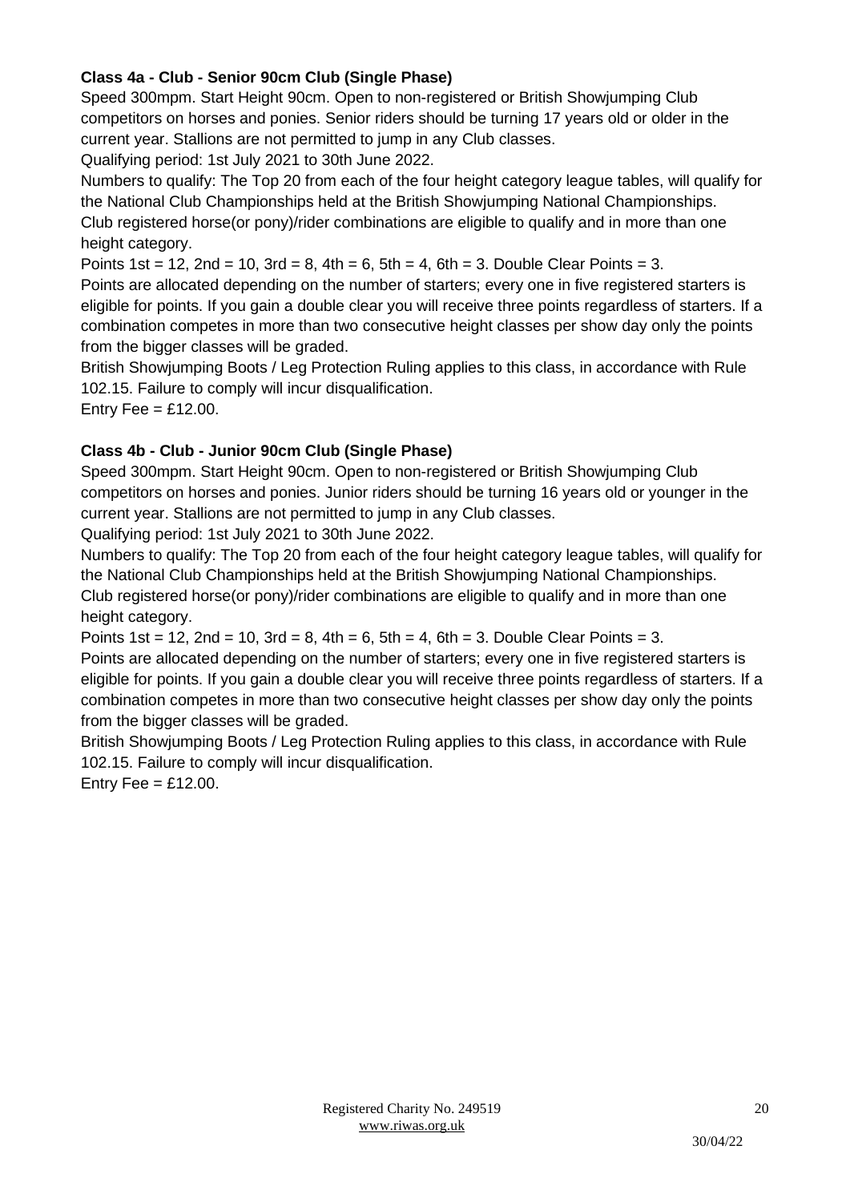**Class 4a - Club - Senior 90cm Club (Single Phase)**

Speed 300mpm. Start Height 90cm. Open to non-registered or British Showjumping Club competitors on horses and ponies. Senior riders should be turning 17 years old or older in the current year. Stallions are not permitted to jump in any Club classes.

Qualifying period: 1st July 2021 to 30th June 2022.

Numbers to qualify: The Top 20 from each of the four height category league tables, will qualify for the National Club Championships held at the British Showjumping National Championships. Club registered horse(or pony)/rider combinations are eligible to qualify and in more than one height category.

Points 1st = 12, 2nd = 10, 3rd = 8, 4th = 6, 5th = 4, 6th = 3. Double Clear Points = 3.

Points are allocated depending on the number of starters; every one in five registered starters is eligible for points. If you gain a double clear you will receive three points regardless of starters. If a combination competes in more than two consecutive height classes per show day only the points from the bigger classes will be graded.

British Showjumping Boots / Leg Protection Ruling applies to this class, in accordance with Rule 102.15. Failure to comply will incur disqualification.

Entry Fee = £12.00.

**Class 4b - Club - Junior 90cm Club (Single Phase)**

Speed 300mpm. Start Height 90cm. Open to non-registered or British Showjumping Club competitors on horses and ponies. Junior riders should be turning 16 years old or younger in the current year. Stallions are not permitted to jump in any Club classes.

Qualifying period: 1st July 2021 to 30th June 2022.

Numbers to qualify: The Top 20 from each of the four height category league tables, will qualify for the National Club Championships held at the British Showjumping National Championships. Club registered horse(or pony)/rider combinations are eligible to qualify and in more than one height category.

Points 1st = 12, 2nd = 10, 3rd = 8, 4th = 6, 5th = 4, 6th = 3. Double Clear Points = 3.

Points are allocated depending on the number of starters; every one in five registered starters is eligible for points. If you gain a double clear you will receive three points regardless of starters. If a combination competes in more than two consecutive height classes per show day only the points from the bigger classes will be graded.

British Showjumping Boots / Leg Protection Ruling applies to this class, in accordance with Rule 102.15. Failure to comply will incur disqualification.

Entry Fee = £12.00.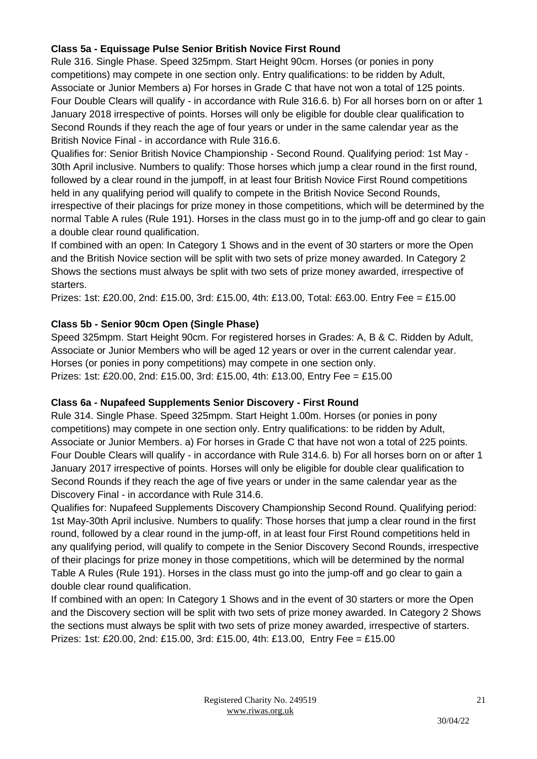**Class 5a - Equissage Pulse Senior British Novice First Round**

Rule 316. Single Phase. Speed 325mpm. Start Height 90cm. Horses (or ponies in pony competitions) may compete in one section only. Entry qualifications: to be ridden by Adult, Associate or Junior Members a) For horses in Grade C that have not won a total of 125 points. Four Double Clears will qualify - in accordance with Rule 316.6. b) For all horses born on or after 1 January 2018 irrespective of points. Horses will only be eligible for double clear qualification to Second Rounds if they reach the age of four years or under in the same calendar year as the British Novice Final - in accordance with Rule 316.6.

Qualifies for: Senior British Novice Championship - Second Round. Qualifying period: 1st May - 30th April inclusive. Numbers to qualify: Those horses which jump a clear round in the first round, followed by a clear round in the jumpoff, in at least four British Novice First Round competitions held in any qualifying period will qualify to compete in the British Novice Second Rounds, irrespective of their placings for prize money in those competitions, which will be determined by the normal Table A rules (Rule 191). Horses in the class must go in to the jump-off and go clear to gain a double clear round qualification.

If combined with an open: In Category 1 Shows and in the event of 30 starters or more the Open and the British Novice section will be split with two sets of prize money awarded. In Category 2 Shows the sections must always be split with two sets of prize money awarded, irrespective of starters.

Prizes: 1st: £20.00, 2nd: £15.00, 3rd: £15.00, 4th: £13.00, Total: £63.00. Entry Fee = £15.00

**Class 5b - Senior 90cm Open (Single Phase)**

Speed 325mpm. Start Height 90cm. For registered horses in Grades: A, B & C. Ridden by Adult, Associate or Junior Members who will be aged 12 years or over in the current calendar year. Horses (or ponies in pony competitions) may compete in one section only.

Prizes: 1st: £20.00, 2nd: £15.00, 3rd: £15.00, 4th: £13.00, Entry Fee = £15.00

**Class 6a - Nupafeed Supplements Senior Discovery - First Round**

Rule 314. Single Phase. Speed 325mpm. Start Height 1.00m. Horses (or ponies in pony competitions) may compete in one section only. Entry qualifications: to be ridden by Adult, Associate or Junior Members. a) For horses in Grade C that have not won a total of 225 points. Four Double Clears will qualify - in accordance with Rule 314.6. b) For all horses born on or after 1 January 2017 irrespective of points. Horses will only be eligible for double clear qualification to Second Rounds if they reach the age of five years or under in the same calendar year as the Discovery Final - in accordance with Rule 314.6.

Qualifies for: Nupafeed Supplements Discovery Championship Second Round. Qualifying period: 1st May-30th April inclusive. Numbers to qualify: Those horses that jump a clear round in the first round, followed by a clear round in the jump-off, in at least four First Round competitions held in any qualifying period, will qualify to compete in the Senior Discovery Second Rounds, irrespective of their placings for prize money in those competitions, which will be determined by the normal Table A Rules (Rule 191). Horses in the class must go into the jump-off and go clear to gain a double clear round qualification.

If combined with an open: In Category 1 Shows and in the event of 30 starters or more the Open and the Discovery section will be split with two sets of prize money awarded. In Category 2 Shows the sections must always be split with two sets of prize money awarded, irrespective of starters.

Prizes: 1st: £20.00, 2nd: £15.00, 3rd: £15.00, 4th: £13.00, Entry Fee = £15.00

Registered Charity No. 249519
www.riwas.org.uk

30/04/22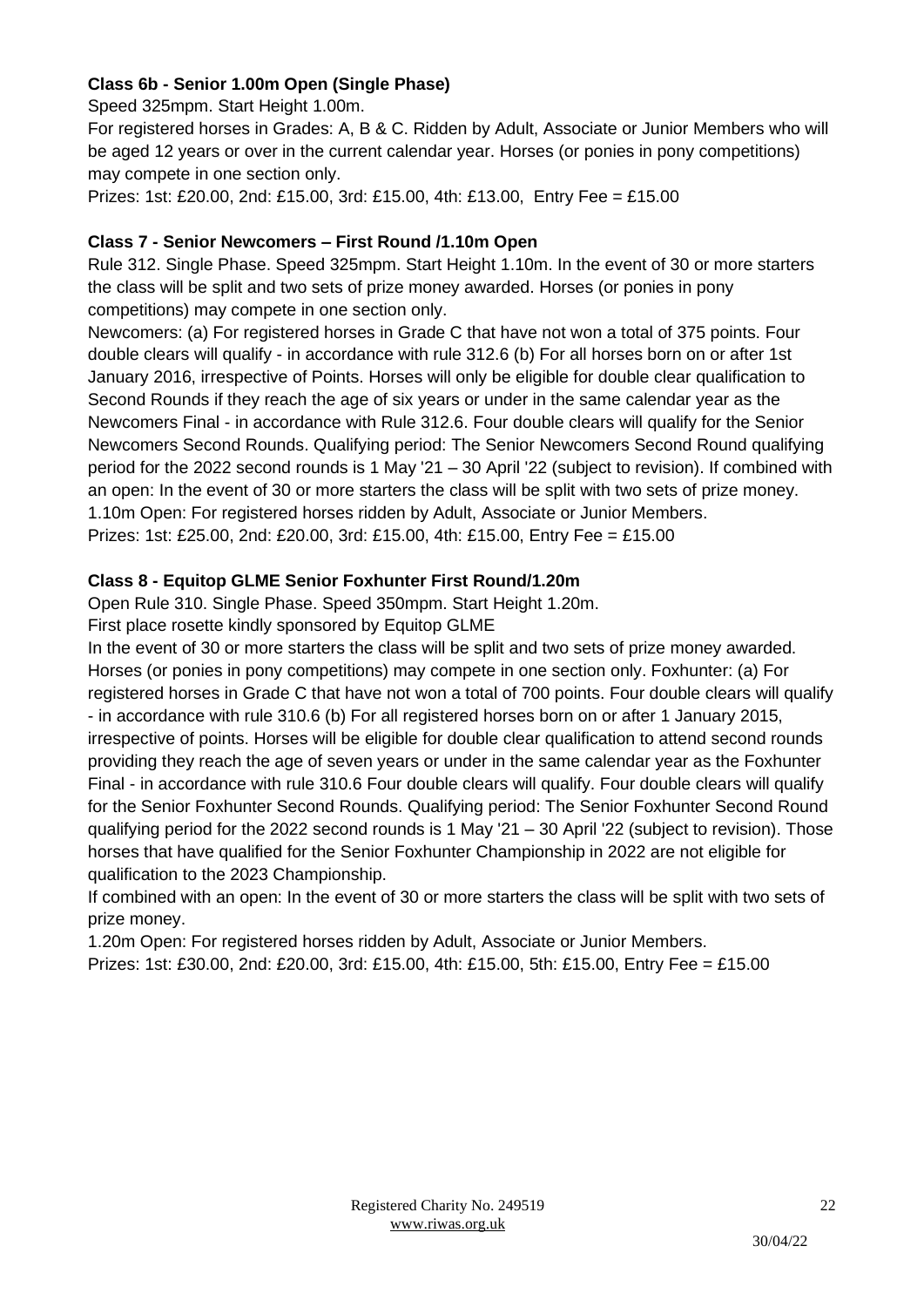**Class 6b - Senior 1.00m Open (Single Phase)**

Speed 325mpm. Start Height 1.00m.

For registered horses in Grades: A, B & C. Ridden by Adult, Associate or Junior Members who will be aged 12 years or over in the current calendar year. Horses (or ponies in pony competitions) may compete in one section only.

Prizes: 1st: £20.00, 2nd: £15.00, 3rd: £15.00, 4th: £13.00, Entry Fee = £15.00

**Class 7 - Senior Newcomers – First Round /1.10m Open**

Rule 312. Single Phase. Speed 325mpm. Start Height 1.10m. In the event of 30 or more starters the class will be split and two sets of prize money awarded. Horses (or ponies in pony competitions) may compete in one section only.

Newcomers: (a) For registered horses in Grade C that have not won a total of 375 points. Four double clears will qualify - in accordance with rule 312.6 (b) For all horses born on or after 1st January 2016, irrespective of Points. Horses will only be eligible for double clear qualification to Second Rounds if they reach the age of six years or under in the same calendar year as the Newcomers Final - in accordance with Rule 312.6. Four double clears will qualify for the Senior Newcomers Second Rounds. Qualifying period: The Senior Newcomers Second Round qualifying period for the 2022 second rounds is 1 May '21 – 30 April '22 (subject to revision). If combined with an open: In the event of 30 or more starters the class will be split with two sets of prize money.

1.10m Open: For registered horses ridden by Adult, Associate or Junior Members.

Prizes: 1st: £25.00, 2nd: £20.00, 3rd: £15.00, 4th: £15.00, Entry Fee = £15.00

**Class 8 - Equitop GLME Senior Foxhunter First Round/1.20m**

Open Rule 310. Single Phase. Speed 350mpm. Start Height 1.20m.

First place rosette kindly sponsored by Equitop GLME

In the event of 30 or more starters the class will be split and two sets of prize money awarded. Horses (or ponies in pony competitions) may compete in one section only. Foxhunter: (a) For registered horses in Grade C that have not won a total of 700 points. Four double clears will qualify - in accordance with rule 310.6 (b) For all registered horses born on or after 1 January 2015, irrespective of points. Horses will be eligible for double clear qualification to attend second rounds providing they reach the age of seven years or under in the same calendar year as the Foxhunter Final - in accordance with rule 310.6 Four double clears will qualify. Four double clears will qualify for the Senior Foxhunter Second Rounds. Qualifying period: The Senior Foxhunter Second Round qualifying period for the 2022 second rounds is 1 May '21 – 30 April '22 (subject to revision). Those horses that have qualified for the Senior Foxhunter Championship in 2022 are not eligible for qualification to the 2023 Championship.

If combined with an open: In the event of 30 or more starters the class will be split with two sets of prize money.

1.20m Open: For registered horses ridden by Adult, Associate or Junior Members.

Prizes: 1st: £30.00, 2nd: £20.00, 3rd: £15.00, 4th: £15.00, 5th: £15.00, Entry Fee = £15.00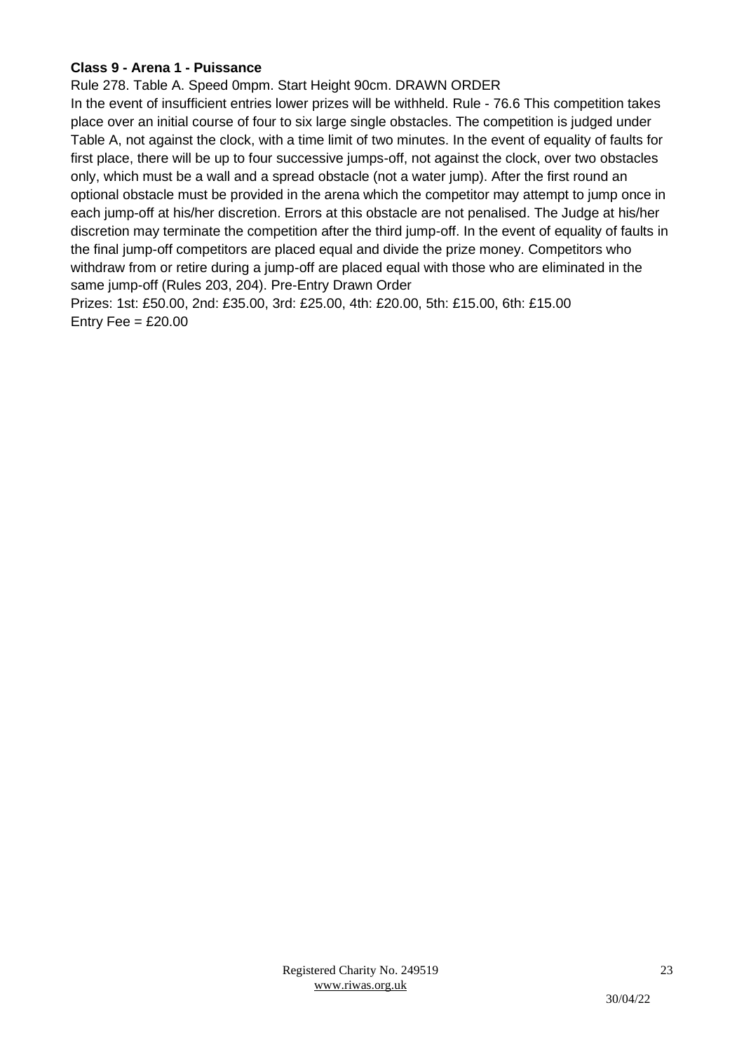**Class 9 - Arena 1 - Puissance**

Rule 278. Table A. Speed 0mpm. Start Height 90cm. DRAWN ORDER

In the event of insufficient entries lower prizes will be withheld. Rule - 76.6 This competition takes place over an initial course of four to six large single obstacles. The competition is judged under Table A, not against the clock, with a time limit of two minutes. In the event of equality of faults for first place, there will be up to four successive jumps-off, not against the clock, over two obstacles only, which must be a wall and a spread obstacle (not a water jump). After the first round an optional obstacle must be provided in the arena which the competitor may attempt to jump once in each jump-off at his/her discretion. Errors at this obstacle are not penalised. The Judge at his/her discretion may terminate the competition after the third jump-off. In the event of equality of faults in the final jump-off competitors are placed equal and divide the prize money. Competitors who withdraw from or retire during a jump-off are placed equal with those who are eliminated in the same jump-off (Rules 203, 204). Pre-Entry Drawn Order

Prizes: 1st: £50.00, 2nd: £35.00, 3rd: £25.00, 4th: £20.00, 5th: £15.00, 6th: £15.00

Entry Fee = £20.00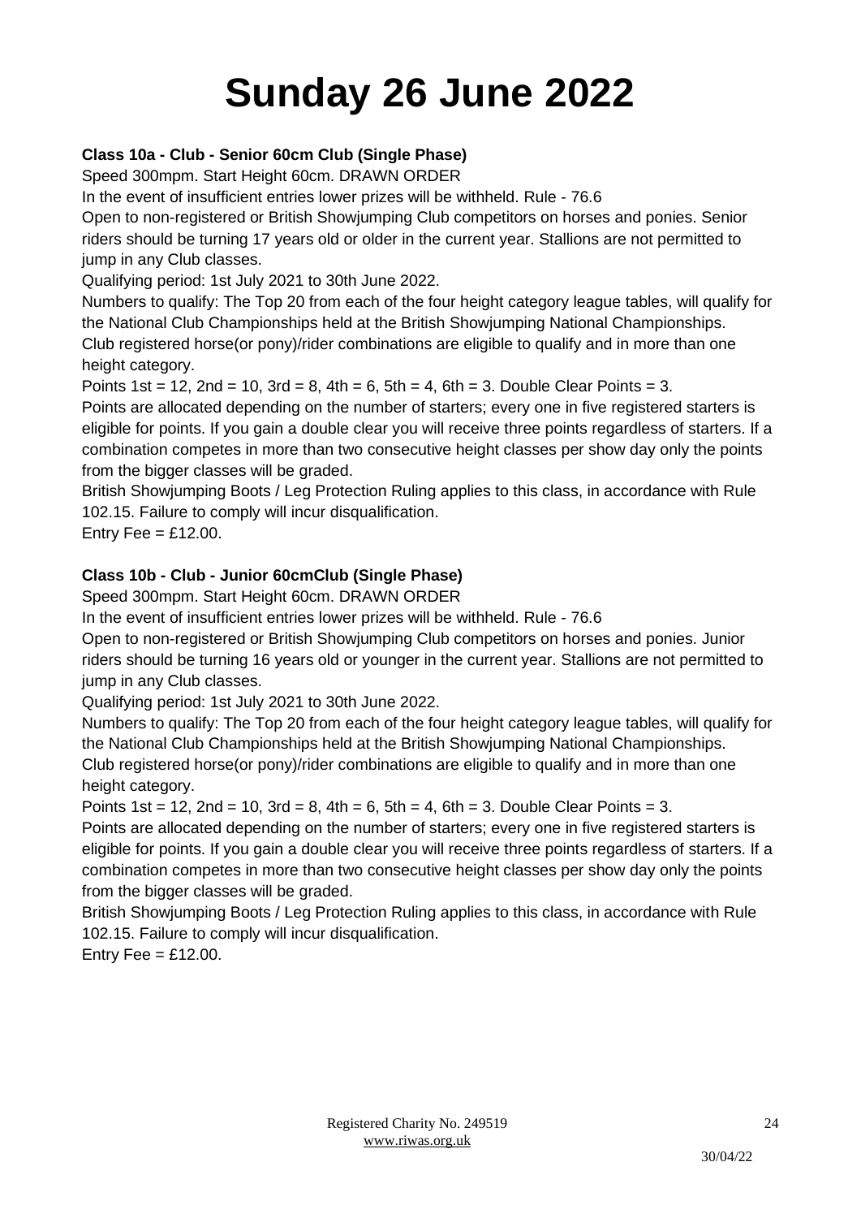# Sunday 26 June 2022

**Class 10a - Club - Senior 60cm Club (Single Phase)**

Speed 300mpm. Start Height 60cm. DRAWN ORDER

In the event of insufficient entries lower prizes will be withheld. Rule - 76.6

Open to non-registered or British Showjumping Club competitors on horses and ponies. Senior riders should be turning 17 years old or older in the current year. Stallions are not permitted to jump in any Club classes.

Qualifying period: 1st July 2021 to 30th June 2022.

Numbers to qualify: The Top 20 from each of the four height category league tables, will qualify for the National Club Championships held at the British Showjumping National Championships. Club registered horse(or pony)/rider combinations are eligible to qualify and in more than one height category.

Points 1st = 12, 2nd = 10, 3rd = 8, 4th = 6, 5th = 4, 6th = 3. Double Clear Points = 3.

Points are allocated depending on the number of starters; every one in five registered starters is eligible for points. If you gain a double clear you will receive three points regardless of starters. If a combination competes in more than two consecutive height classes per show day only the points from the bigger classes will be graded.

British Showjumping Boots / Leg Protection Ruling applies to this class, in accordance with Rule 102.15. Failure to comply will incur disqualification.

Entry Fee = £12.00.

**Class 10b - Club - Junior 60cmClub (Single Phase)**

Speed 300mpm. Start Height 60cm. DRAWN ORDER

In the event of insufficient entries lower prizes will be withheld. Rule - 76.6

Open to non-registered or British Showjumping Club competitors on horses and ponies. Junior riders should be turning 16 years old or younger in the current year. Stallions are not permitted to jump in any Club classes.

Qualifying period: 1st July 2021 to 30th June 2022.

Numbers to qualify: The Top 20 from each of the four height category league tables, will qualify for the National Club Championships held at the British Showjumping National Championships. Club registered horse(or pony)/rider combinations are eligible to qualify and in more than one height category.

Points 1st = 12, 2nd = 10, 3rd = 8, 4th = 6, 5th = 4, 6th = 3. Double Clear Points = 3.

Points are allocated depending on the number of starters; every one in five registered starters is eligible for points. If you gain a double clear you will receive three points regardless of starters. If a combination competes in more than two consecutive height classes per show day only the points from the bigger classes will be graded.

British Showjumping Boots / Leg Protection Ruling applies to this class, in accordance with Rule 102.15. Failure to comply will incur disqualification.

Entry Fee = £12.00.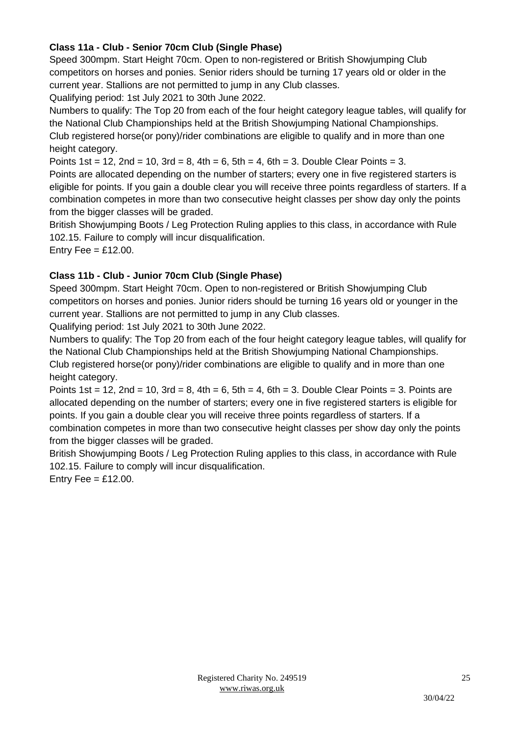**Class 11a - Club - Senior 70cm Club (Single Phase)**

Speed 300mpm. Start Height 70cm. Open to non-registered or British Showjumping Club competitors on horses and ponies. Senior riders should be turning 17 years old or older in the current year. Stallions are not permitted to jump in any Club classes.

Qualifying period: 1st July 2021 to 30th June 2022.

Numbers to qualify: The Top 20 from each of the four height category league tables, will qualify for the National Club Championships held at the British Showjumping National Championships.

Club registered horse(or pony)/rider combinations are eligible to qualify and in more than one height category.

Points 1st = 12, 2nd = 10, 3rd = 8, 4th = 6, 5th = 4, 6th = 3. Double Clear Points = 3.

Points are allocated depending on the number of starters; every one in five registered starters is eligible for points. If you gain a double clear you will receive three points regardless of starters. If a combination competes in more than two consecutive height classes per show day only the points from the bigger classes will be graded.

British Showjumping Boots / Leg Protection Ruling applies to this class, in accordance with Rule 102.15. Failure to comply will incur disqualification.

Entry Fee = £12.00.

**Class 11b - Club - Junior 70cm Club (Single Phase)**

Speed 300mpm. Start Height 70cm. Open to non-registered or British Showjumping Club competitors on horses and ponies. Junior riders should be turning 16 years old or younger in the current year. Stallions are not permitted to jump in any Club classes.

Qualifying period: 1st July 2021 to 30th June 2022.

Numbers to qualify: The Top 20 from each of the four height category league tables, will qualify for the National Club Championships held at the British Showjumping National Championships.

Club registered horse(or pony)/rider combinations are eligible to qualify and in more than one height category.

Points 1st = 12, 2nd = 10, 3rd = 8, 4th = 6, 5th = 4, 6th = 3. Double Clear Points = 3. Points are allocated depending on the number of starters; every one in five registered starters is eligible for points. If you gain a double clear you will receive three points regardless of starters. If a combination competes in more than two consecutive height classes per show day only the points from the bigger classes will be graded.

British Showjumping Boots / Leg Protection Ruling applies to this class, in accordance with Rule 102.15. Failure to comply will incur disqualification.

Entry Fee = £12.00.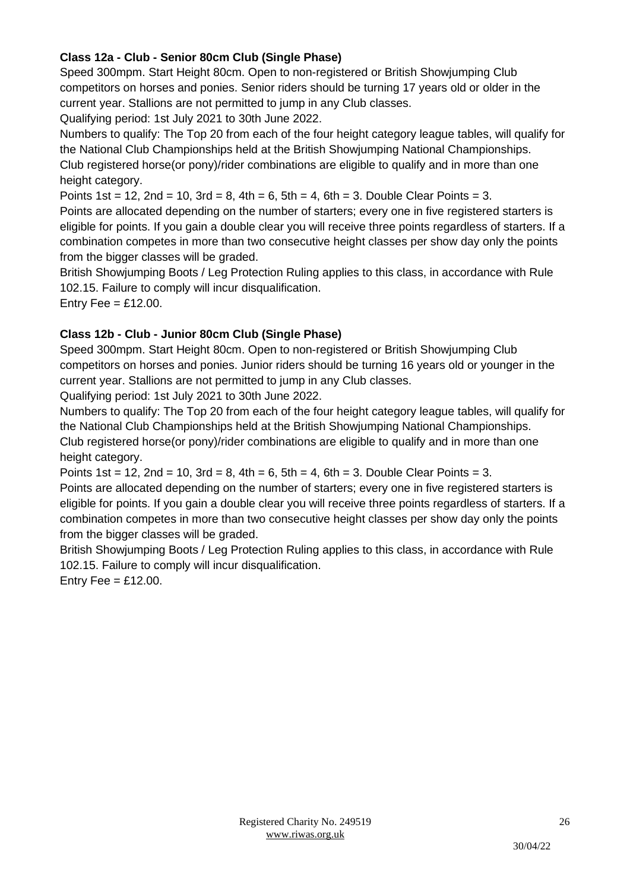**Class 12a - Club - Senior 80cm Club (Single Phase)**

Speed 300mpm. Start Height 80cm. Open to non-registered or British Showjumping Club competitors on horses and ponies. Senior riders should be turning 17 years old or older in the current year. Stallions are not permitted to jump in any Club classes.

Qualifying period: 1st July 2021 to 30th June 2022.

Numbers to qualify: The Top 20 from each of the four height category league tables, will qualify for the National Club Championships held at the British Showjumping National Championships. Club registered horse(or pony)/rider combinations are eligible to qualify and in more than one height category.

Points 1st = 12, 2nd = 10, 3rd = 8, 4th = 6, 5th = 4, 6th = 3. Double Clear Points = 3.

Points are allocated depending on the number of starters; every one in five registered starters is eligible for points. If you gain a double clear you will receive three points regardless of starters. If a combination competes in more than two consecutive height classes per show day only the points from the bigger classes will be graded.

British Showjumping Boots / Leg Protection Ruling applies to this class, in accordance with Rule 102.15. Failure to comply will incur disqualification.

Entry Fee = £12.00.

**Class 12b - Club - Junior 80cm Club (Single Phase)**

Speed 300mpm. Start Height 80cm. Open to non-registered or British Showjumping Club competitors on horses and ponies. Junior riders should be turning 16 years old or younger in the current year. Stallions are not permitted to jump in any Club classes.

Qualifying period: 1st July 2021 to 30th June 2022.

Numbers to qualify: The Top 20 from each of the four height category league tables, will qualify for the National Club Championships held at the British Showjumping National Championships. Club registered horse(or pony)/rider combinations are eligible to qualify and in more than one height category.

Points 1st = 12, 2nd = 10, 3rd = 8, 4th = 6, 5th = 4, 6th = 3. Double Clear Points = 3.

Points are allocated depending on the number of starters; every one in five registered starters is eligible for points. If you gain a double clear you will receive three points regardless of starters. If a combination competes in more than two consecutive height classes per show day only the points from the bigger classes will be graded.

British Showjumping Boots / Leg Protection Ruling applies to this class, in accordance with Rule 102.15. Failure to comply will incur disqualification.

Entry Fee = £12.00.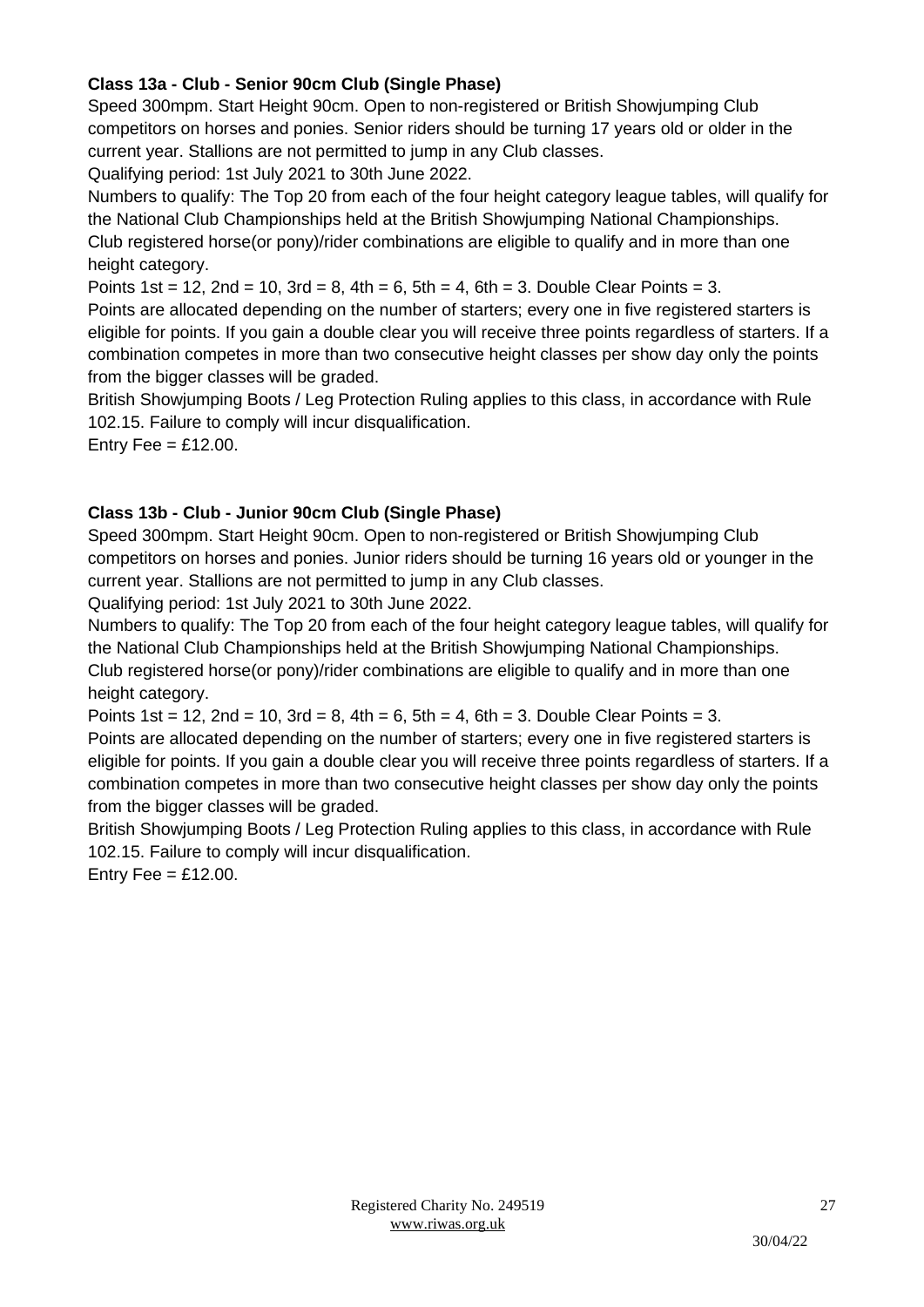**Class 13a - Club - Senior 90cm Club (Single Phase)**

Speed 300mpm. Start Height 90cm. Open to non-registered or British Showjumping Club competitors on horses and ponies. Senior riders should be turning 17 years old or older in the current year. Stallions are not permitted to jump in any Club classes.

Qualifying period: 1st July 2021 to 30th June 2022.

Numbers to qualify: The Top 20 from each of the four height category league tables, will qualify for the National Club Championships held at the British Showjumping National Championships.

Club registered horse(or pony)/rider combinations are eligible to qualify and in more than one height category.

Points 1st = 12, 2nd = 10, 3rd = 8, 4th = 6, 5th = 4, 6th = 3. Double Clear Points = 3.

Points are allocated depending on the number of starters; every one in five registered starters is eligible for points. If you gain a double clear you will receive three points regardless of starters. If a combination competes in more than two consecutive height classes per show day only the points from the bigger classes will be graded.

British Showjumping Boots / Leg Protection Ruling applies to this class, in accordance with Rule 102.15. Failure to comply will incur disqualification.

Entry Fee = £12.00.

**Class 13b - Club - Junior 90cm Club (Single Phase)**

Speed 300mpm. Start Height 90cm. Open to non-registered or British Showjumping Club competitors on horses and ponies. Junior riders should be turning 16 years old or younger in the current year. Stallions are not permitted to jump in any Club classes.

Qualifying period: 1st July 2021 to 30th June 2022.

Numbers to qualify: The Top 20 from each of the four height category league tables, will qualify for the National Club Championships held at the British Showjumping National Championships.

Club registered horse(or pony)/rider combinations are eligible to qualify and in more than one height category.

Points 1st = 12, 2nd = 10, 3rd = 8, 4th = 6, 5th = 4, 6th = 3. Double Clear Points = 3.

Points are allocated depending on the number of starters; every one in five registered starters is eligible for points. If you gain a double clear you will receive three points regardless of starters. If a combination competes in more than two consecutive height classes per show day only the points from the bigger classes will be graded.

British Showjumping Boots / Leg Protection Ruling applies to this class, in accordance with Rule 102.15. Failure to comply will incur disqualification.

Entry Fee = £12.00.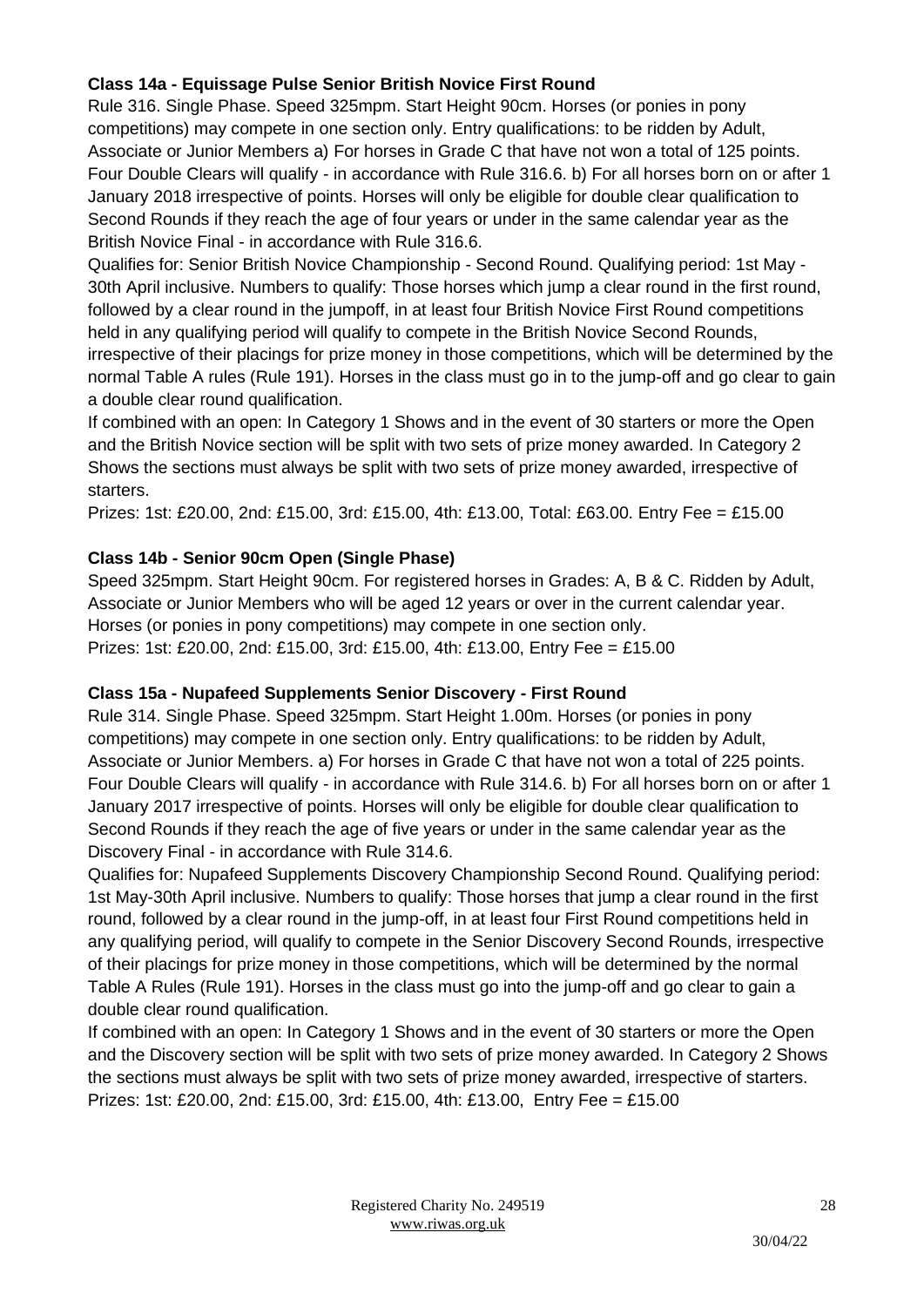**Class 14a - Equissage Pulse Senior British Novice First Round**

Rule 316. Single Phase. Speed 325mpm. Start Height 90cm. Horses (or ponies in pony competitions) may compete in one section only. Entry qualifications: to be ridden by Adult, Associate or Junior Members a) For horses in Grade C that have not won a total of 125 points. Four Double Clears will qualify - in accordance with Rule 316.6. b) For all horses born on or after 1 January 2018 irrespective of points. Horses will only be eligible for double clear qualification to Second Rounds if they reach the age of four years or under in the same calendar year as the British Novice Final - in accordance with Rule 316.6.

Qualifies for: Senior British Novice Championship - Second Round. Qualifying period: 1st May - 30th April inclusive. Numbers to qualify: Those horses which jump a clear round in the first round, followed by a clear round in the jumpoff, in at least four British Novice First Round competitions held in any qualifying period will qualify to compete in the British Novice Second Rounds, irrespective of their placings for prize money in those competitions, which will be determined by the normal Table A rules (Rule 191). Horses in the class must go in to the jump-off and go clear to gain a double clear round qualification.

If combined with an open: In Category 1 Shows and in the event of 30 starters or more the Open and the British Novice section will be split with two sets of prize money awarded. In Category 2 Shows the sections must always be split with two sets of prize money awarded, irrespective of starters.

Prizes: 1st: £20.00, 2nd: £15.00, 3rd: £15.00, 4th: £13.00, Total: £63.00. Entry Fee = £15.00

**Class 14b - Senior 90cm Open (Single Phase)**

Speed 325mpm. Start Height 90cm. For registered horses in Grades: A, B & C. Ridden by Adult, Associate or Junior Members who will be aged 12 years or over in the current calendar year. Horses (or ponies in pony competitions) may compete in one section only.

Prizes: 1st: £20.00, 2nd: £15.00, 3rd: £15.00, 4th: £13.00, Entry Fee = £15.00

**Class 15a - Nupafeed Supplements Senior Discovery - First Round**

Rule 314. Single Phase. Speed 325mpm. Start Height 1.00m. Horses (or ponies in pony competitions) may compete in one section only. Entry qualifications: to be ridden by Adult, Associate or Junior Members. a) For horses in Grade C that have not won a total of 225 points. Four Double Clears will qualify - in accordance with Rule 314.6. b) For all horses born on or after 1 January 2017 irrespective of points. Horses will only be eligible for double clear qualification to Second Rounds if they reach the age of five years or under in the same calendar year as the Discovery Final - in accordance with Rule 314.6.

Qualifies for: Nupafeed Supplements Discovery Championship Second Round. Qualifying period: 1st May-30th April inclusive. Numbers to qualify: Those horses that jump a clear round in the first round, followed by a clear round in the jump-off, in at least four First Round competitions held in any qualifying period, will qualify to compete in the Senior Discovery Second Rounds, irrespective of their placings for prize money in those competitions, which will be determined by the normal Table A Rules (Rule 191). Horses in the class must go into the jump-off and go clear to gain a double clear round qualification.

If combined with an open: In Category 1 Shows and in the event of 30 starters or more the Open and the Discovery section will be split with two sets of prize money awarded. In Category 2 Shows the sections must always be split with two sets of prize money awarded, irrespective of starters.

Prizes: 1st: £20.00, 2nd: £15.00, 3rd: £15.00, 4th: £13.00, Entry Fee = £15.00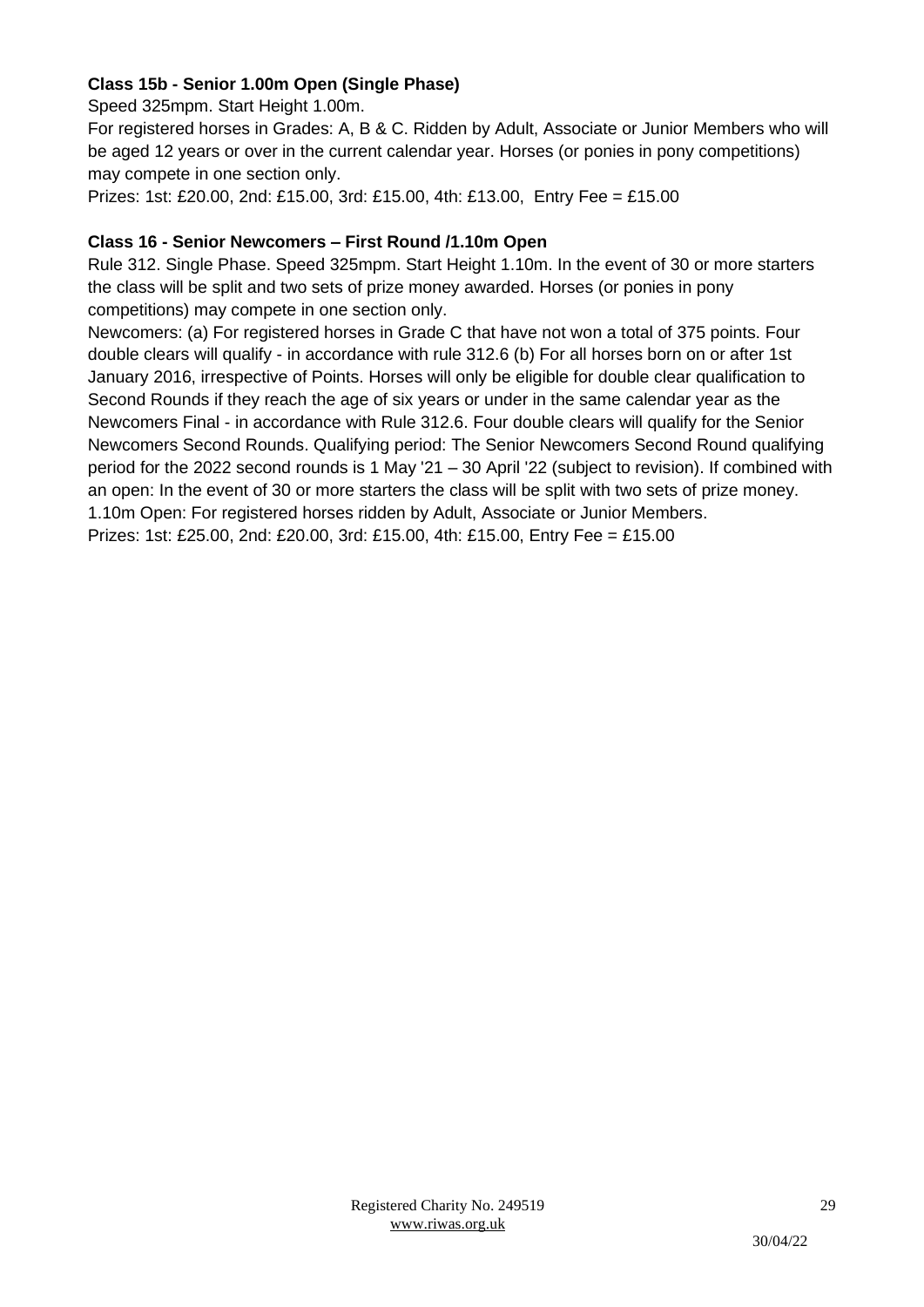**Class 15b - Senior 1.00m Open (Single Phase)**

Speed 325mpm. Start Height 1.00m.

For registered horses in Grades: A, B & C. Ridden by Adult, Associate or Junior Members who will be aged 12 years or over in the current calendar year. Horses (or ponies in pony competitions) may compete in one section only.

Prizes: 1st: £20.00, 2nd: £15.00, 3rd: £15.00, 4th: £13.00, Entry Fee = £15.00

**Class 16 - Senior Newcomers – First Round /1.10m Open**

Rule 312. Single Phase. Speed 325mpm. Start Height 1.10m. In the event of 30 or more starters the class will be split and two sets of prize money awarded. Horses (or ponies in pony competitions) may compete in one section only.

Newcomers: (a) For registered horses in Grade C that have not won a total of 375 points. Four double clears will qualify - in accordance with rule 312.6 (b) For all horses born on or after 1st January 2016, irrespective of Points. Horses will only be eligible for double clear qualification to Second Rounds if they reach the age of six years or under in the same calendar year as the Newcomers Final - in accordance with Rule 312.6. Four double clears will qualify for the Senior Newcomers Second Rounds. Qualifying period: The Senior Newcomers Second Round qualifying period for the 2022 second rounds is 1 May '21 – 30 April '22 (subject to revision). If combined with an open: In the event of 30 or more starters the class will be split with two sets of prize money.

1.10m Open: For registered horses ridden by Adult, Associate or Junior Members.

Prizes: 1st: £25.00, 2nd: £20.00, 3rd: £15.00, 4th: £15.00, Entry Fee = £15.00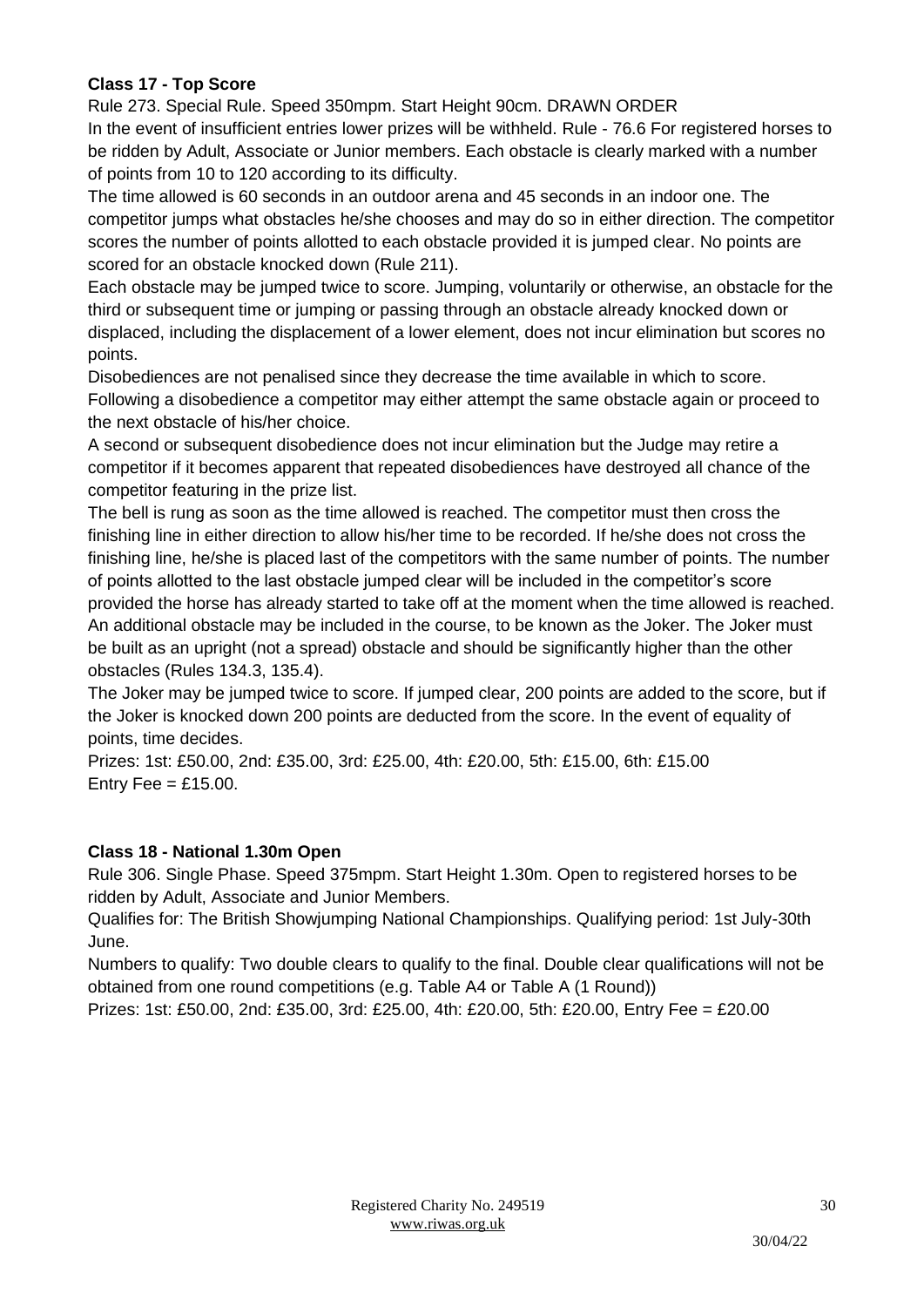**Class 17 - Top Score**

Rule 273. Special Rule. Speed 350mpm. Start Height 90cm. DRAWN ORDER

In the event of insufficient entries lower prizes will be withheld. Rule - 76.6 For registered horses to be ridden by Adult, Associate or Junior members. Each obstacle is clearly marked with a number of points from 10 to 120 according to its difficulty.

The time allowed is 60 seconds in an outdoor arena and 45 seconds in an indoor one. The competitor jumps what obstacles he/she chooses and may do so in either direction. The competitor scores the number of points allotted to each obstacle provided it is jumped clear. No points are scored for an obstacle knocked down (Rule 211).

Each obstacle may be jumped twice to score. Jumping, voluntarily or otherwise, an obstacle for the third or subsequent time or jumping or passing through an obstacle already knocked down or displaced, including the displacement of a lower element, does not incur elimination but scores no points.

Disobediences are not penalised since they decrease the time available in which to score. Following a disobedience a competitor may either attempt the same obstacle again or proceed to the next obstacle of his/her choice.

A second or subsequent disobedience does not incur elimination but the Judge may retire a competitor if it becomes apparent that repeated disobediences have destroyed all chance of the competitor featuring in the prize list.

The bell is rung as soon as the time allowed is reached. The competitor must then cross the finishing line in either direction to allow his/her time to be recorded. If he/she does not cross the finishing line, he/she is placed last of the competitors with the same number of points. The number of points allotted to the last obstacle jumped clear will be included in the competitor's score provided the horse has already started to take off at the moment when the time allowed is reached. An additional obstacle may be included in the course, to be known as the Joker. The Joker must be built as an upright (not a spread) obstacle and should be significantly higher than the other obstacles (Rules 134.3, 135.4).

The Joker may be jumped twice to score. If jumped clear, 200 points are added to the score, but if the Joker is knocked down 200 points are deducted from the score. In the event of equality of points, time decides.

Prizes: 1st: £50.00, 2nd: £35.00, 3rd: £25.00, 4th: £20.00, 5th: £15.00, 6th: £15.00
Entry Fee = £15.00.

**Class 18 - National 1.30m Open**

Rule 306. Single Phase. Speed 375mpm. Start Height 1.30m. Open to registered horses to be ridden by Adult, Associate and Junior Members.

Qualifies for: The British Showjumping National Championships. Qualifying period: 1st July-30th June.

Numbers to qualify: Two double clears to qualify to the final. Double clear qualifications will not be obtained from one round competitions (e.g. Table A4 or Table A (1 Round))

Prizes: 1st: £50.00, 2nd: £35.00, 3rd: £25.00, 4th: £20.00, 5th: £20.00, Entry Fee = £20.00

Registered Charity No. 249519
www.riwas.org.uk

30/04/22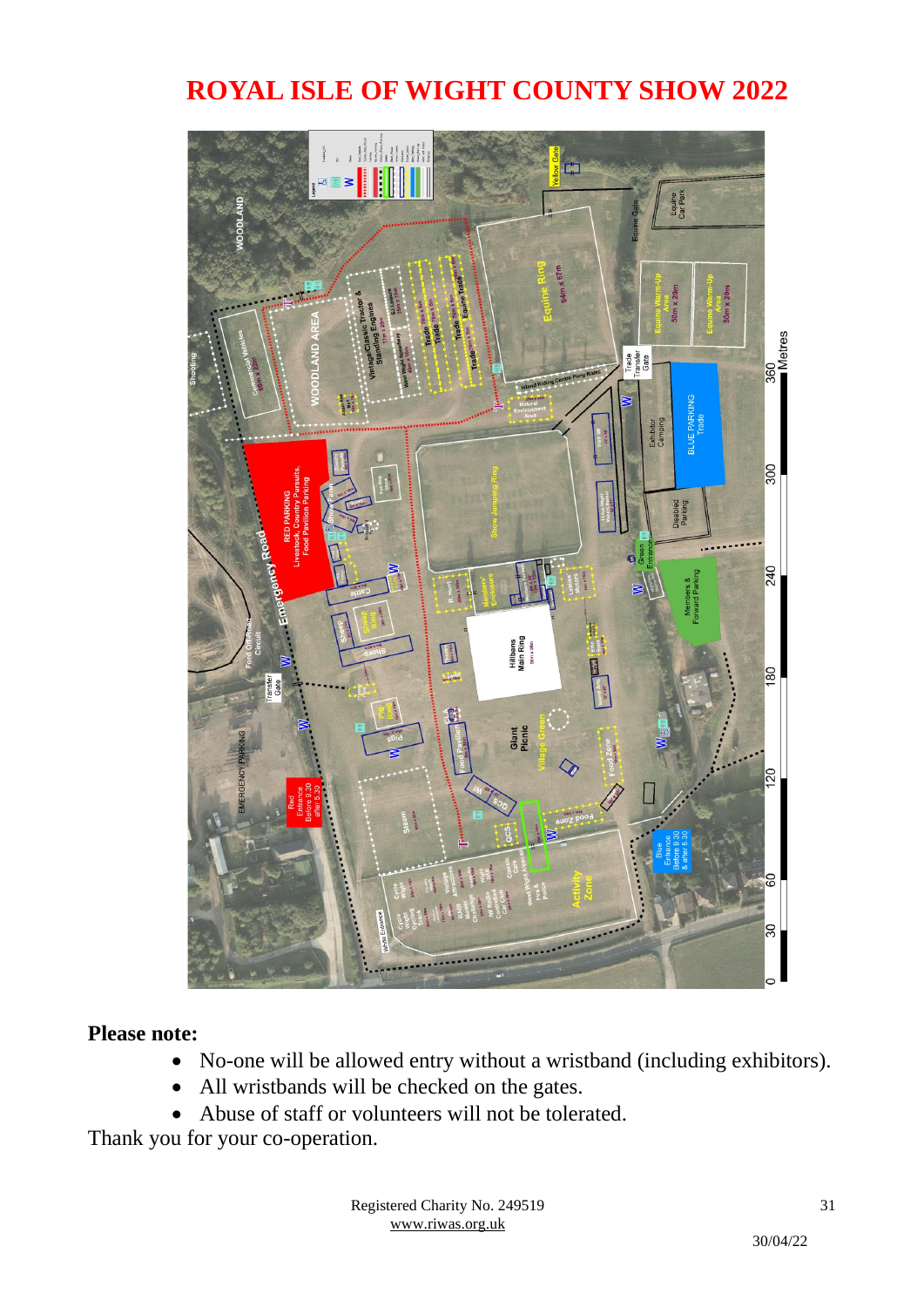# ROYAL ISLE OF WIGHT COUNTY SHOW 2022

**Please note:**

- No-one will be allowed entry without a wristband (including exhibitors).
- All wristbands will be checked on the gates.
- Abuse of staff or volunteers will not be tolerated.

Thank you for your co-operation.

Registered Charity No. 249519
www.riwas.org.uk

30/04/22